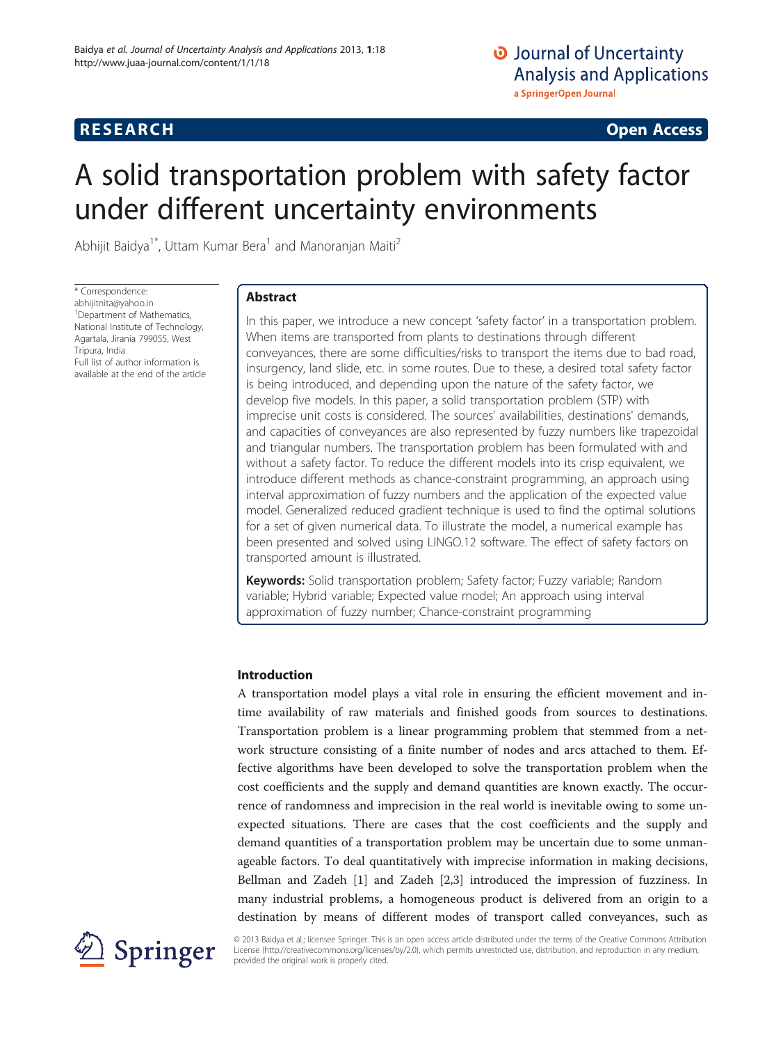RESEARCH Open Access

# A solid transportation problem with safety factor under different uncertainty environments

Abhijit Baidya[1*], Uttam Kumar Bera[1] and Manoranjan Maiti[2]

\* Correspondence: abhijitnita@yahoo.in
[1]Department of Mathematics, National Institute of Technology, Agartala, Jirania 799055, West Tripura, India
Full list of author information is available at the end of the article

## Abstract

In this paper, we introduce a new concept 'safety factor' in a transportation problem. When items are transported from plants to destinations through different conveyances, there are some difficulties/risks to transport the items due to bad road, insurgency, land slide, etc. in some routes. Due to these, a desired total safety factor is being introduced, and depending upon the nature of the safety factor, we develop five models. In this paper, a solid transportation problem (STP) with imprecise unit costs is considered. The sources' availabilities, destinations' demands, and capacities of conveyances are also represented by fuzzy numbers like trapezoidal and triangular numbers. The transportation problem has been formulated with and without a safety factor. To reduce the different models into its crisp equivalent, we introduce different methods as chance-constraint programming, an approach using interval approximation of fuzzy numbers and the application of the expected value model. Generalized reduced gradient technique is used to find the optimal solutions for a set of given numerical data. To illustrate the model, a numerical example has been presented and solved using LINGO.12 software. The effect of safety factors on transported amount is illustrated.

**Keywords:** Solid transportation problem; Safety factor; Fuzzy variable; Random variable; Hybrid variable; Expected value model; An approach using interval approximation of fuzzy number; Chance-constraint programming

## Introduction

A transportation model plays a vital role in ensuring the efficient movement and in-time availability of raw materials and finished goods from sources to destinations. Transportation problem is a linear programming problem that stemmed from a network structure consisting of a finite number of nodes and arcs attached to them. Effective algorithms have been developed to solve the transportation problem when the cost coefficients and the supply and demand quantities are known exactly. The occurrence of randomness and imprecision in the real world is inevitable owing to some unexpected situations. There are cases that the cost coefficients and the supply and demand quantities of a transportation problem may be uncertain due to some unmanageable factors. To deal quantitatively with imprecise information in making decisions, Bellman and Zadeh [1] and Zadeh [2,3] introduced the impression of fuzziness. In many industrial problems, a homogeneous product is delivered from an origin to a destination by means of different modes of transport called conveyances, such as

© 2013 Baidya et al.; licensee Springer. This is an open access article distributed under the terms of the Creative Commons Attribution License (http://creativecommons.org/licenses/by/2.0), which permits unrestricted use, distribution, and reproduction in any medium, provided the original work is properly cited.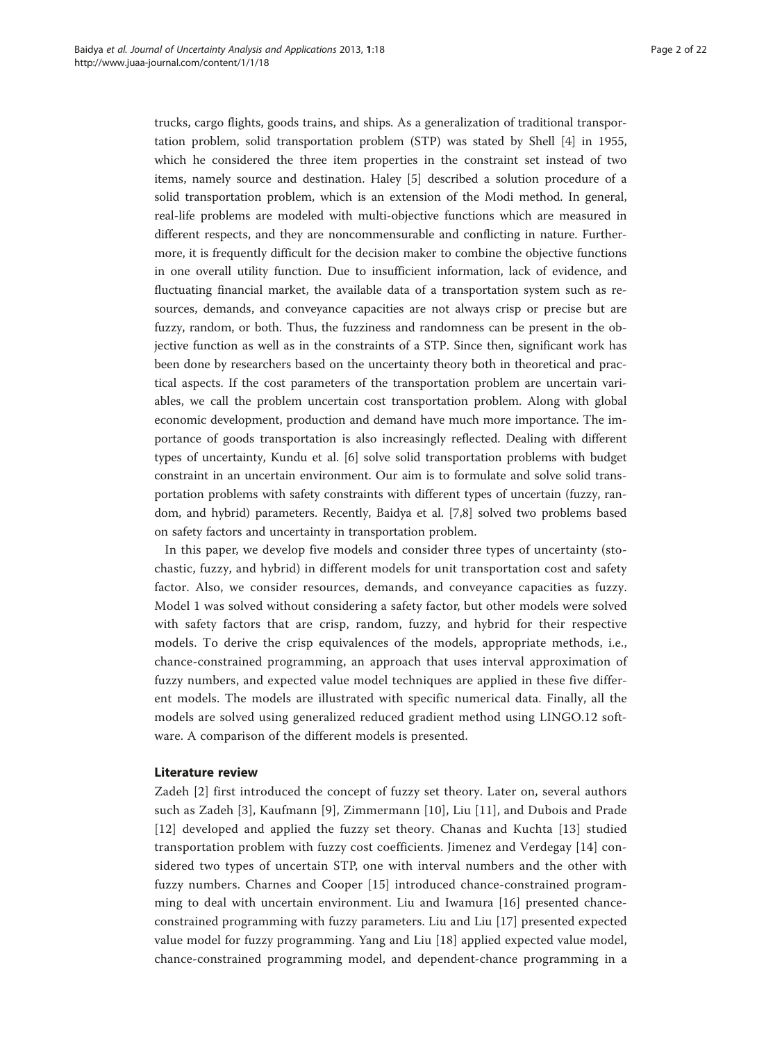trucks, cargo flights, goods trains, and ships. As a generalization of traditional transportation problem, solid transportation problem (STP) was stated by Shell [4] in 1955, which he considered the three item properties in the constraint set instead of two items, namely source and destination. Haley [5] described a solution procedure of a solid transportation problem, which is an extension of the Modi method. In general, real-life problems are modeled with multi-objective functions which are measured in different respects, and they are noncommensurable and conflicting in nature. Furthermore, it is frequently difficult for the decision maker to combine the objective functions in one overall utility function. Due to insufficient information, lack of evidence, and fluctuating financial market, the available data of a transportation system such as resources, demands, and conveyance capacities are not always crisp or precise but are fuzzy, random, or both. Thus, the fuzziness and randomness can be present in the objective function as well as in the constraints of a STP. Since then, significant work has been done by researchers based on the uncertainty theory both in theoretical and practical aspects. If the cost parameters of the transportation problem are uncertain variables, we call the problem uncertain cost transportation problem. Along with global economic development, production and demand have much more importance. The importance of goods transportation is also increasingly reflected. Dealing with different types of uncertainty, Kundu et al. [6] solve solid transportation problems with budget constraint in an uncertain environment. Our aim is to formulate and solve solid transportation problems with safety constraints with different types of uncertain (fuzzy, random, and hybrid) parameters. Recently, Baidya et al. [7,8] solved two problems based on safety factors and uncertainty in transportation problem.

In this paper, we develop five models and consider three types of uncertainty (stochastic, fuzzy, and hybrid) in different models for unit transportation cost and safety factor. Also, we consider resources, demands, and conveyance capacities as fuzzy. Model 1 was solved without considering a safety factor, but other models were solved with safety factors that are crisp, random, fuzzy, and hybrid for their respective models. To derive the crisp equivalences of the models, appropriate methods, i.e., chance-constrained programming, an approach that uses interval approximation of fuzzy numbers, and expected value model techniques are applied in these five different models. The models are illustrated with specific numerical data. Finally, all the models are solved using generalized reduced gradient method using LINGO.12 software. A comparison of the different models is presented.

## Literature review

Zadeh [2] first introduced the concept of fuzzy set theory. Later on, several authors such as Zadeh [3], Kaufmann [9], Zimmermann [10], Liu [11], and Dubois and Prade [12] developed and applied the fuzzy set theory. Chanas and Kuchta [13] studied transportation problem with fuzzy cost coefficients. Jimenez and Verdegay [14] considered two types of uncertain STP, one with interval numbers and the other with fuzzy numbers. Charnes and Cooper [15] introduced chance-constrained programming to deal with uncertain environment. Liu and Iwamura [16] presented chance-constrained programming with fuzzy parameters. Liu and Liu [17] presented expected value model for fuzzy programming. Yang and Liu [18] applied expected value model, chance-constrained programming model, and dependent-chance programming in a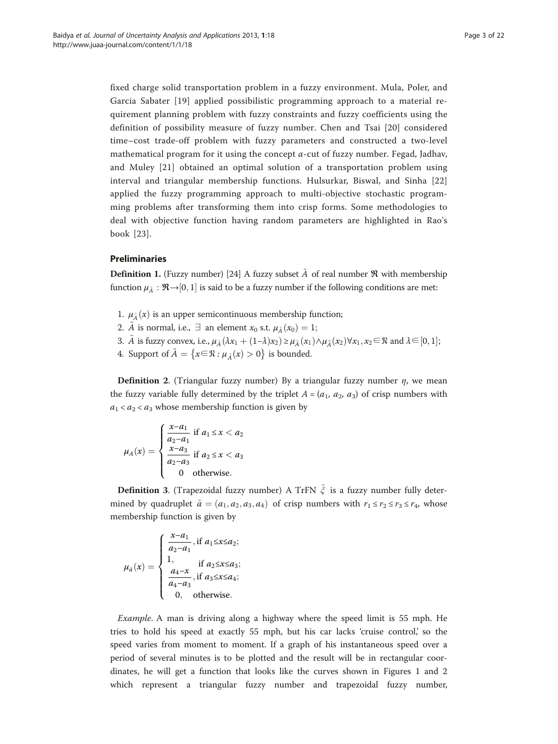fixed charge solid transportation problem in a fuzzy environment. Mula, Poler, and Garcia Sabater [19] applied possibilistic programming approach to a material requirement planning problem with fuzzy constraints and fuzzy coefficients using the definition of possibility measure of fuzzy number. Chen and Tsai [20] considered time–cost trade-off problem with fuzzy parameters and constructed a two-level mathematical program for it using the concept $\alpha$-cut of fuzzy number. Fegad, Jadhav, and Muley [21] obtained an optimal solution of a transportation problem using interval and triangular membership functions. Hulsurkar, Biswal, and Sinha [22] applied the fuzzy programming approach to multi-objective stochastic programming problems after transforming them into crisp forms. Some methodologies to deal with objective function having random parameters are highlighted in Rao's book [23].

## Preliminaries

**Definition 1.** (Fuzzy number) [24] A fuzzy subset $\tilde{A}$ of real number $\mathfrak{R}$ with membership function $\mu_{\tilde{A}} : \mathfrak{R} \rightarrow [0, 1]$ is said to be a fuzzy number if the following conditions are met:

1. $\mu_{\tilde{A}}(x)$ is an upper semicontinuous membership function;
2. $\tilde{A}$ is normal, i.e., $\exists$ an element $x_0$ s.t. $\mu_{\tilde{A}}(x_0) = 1$;
3. $\tilde{A}$ is fuzzy convex, i.e., $\mu_{\tilde{A}}(\lambda x_1 + (1-\lambda)x_2) \geq \mu_{\tilde{A}}(x_1) \wedge \mu_{\tilde{A}}(x_2) \forall x_1, x_2 \in \mathfrak{R}$ and $\lambda \in [0, 1]$;
4. Support of $\tilde{A} = \left\{ x \in \mathfrak{R} : \mu_{\tilde{A}}(x) > 0 \right\}$ is bounded.

**Definition 2**. (Triangular fuzzy number) By a triangular fuzzy number $\eta$, we mean the fuzzy variable fully determined by the triplet $A = (a_1, a_2, a_3)$ of crisp numbers with $a_1 < a_2 < a_3$ whose membership function is given by

$$\mu_A(x) = \begin{cases} \dfrac{x-a_1}{a_2-a_1} \text{ if } a_1 \leq x < a_2 \\ \dfrac{x-a_3}{a_2-a_3} \text{ if } a_2 \leq x < a_3 \\ 0 \quad \text{otherwise.} \end{cases}$$

**Definition 3**. (Trapezoidal fuzzy number) A TrFN $\tilde{\xi}$ is a fuzzy number fully determined by quadruplet $\tilde{a} = (a_1, a_2, a_3, a_4)$ of crisp numbers with $r_1 \leq r_2 \leq r_3 \leq r_4$, whose membership function is given by

$$\mu_{\tilde{a}}(x) = \begin{cases} \dfrac{x-a_1}{a_2-a_1}, \text{if } a_1 \leq x \leq a_2; \\ 1, \quad \text{if } a_2 \leq x \leq a_3; \\ \dfrac{a_4-x}{a_4-a_3}, \text{if } a_3 \leq x \leq a_4; \\ 0, \quad \text{otherwise.} \end{cases}$$

*Example*. A man is driving along a highway where the speed limit is 55 mph. He tries to hold his speed at exactly 55 mph, but his car lacks 'cruise control,' so the speed varies from moment to moment. If a graph of his instantaneous speed over a period of several minutes is to be plotted and the result will be in rectangular coordinates, he will get a function that looks like the curves shown in Figures 1 and 2 which represent a triangular fuzzy number and trapezoidal fuzzy number,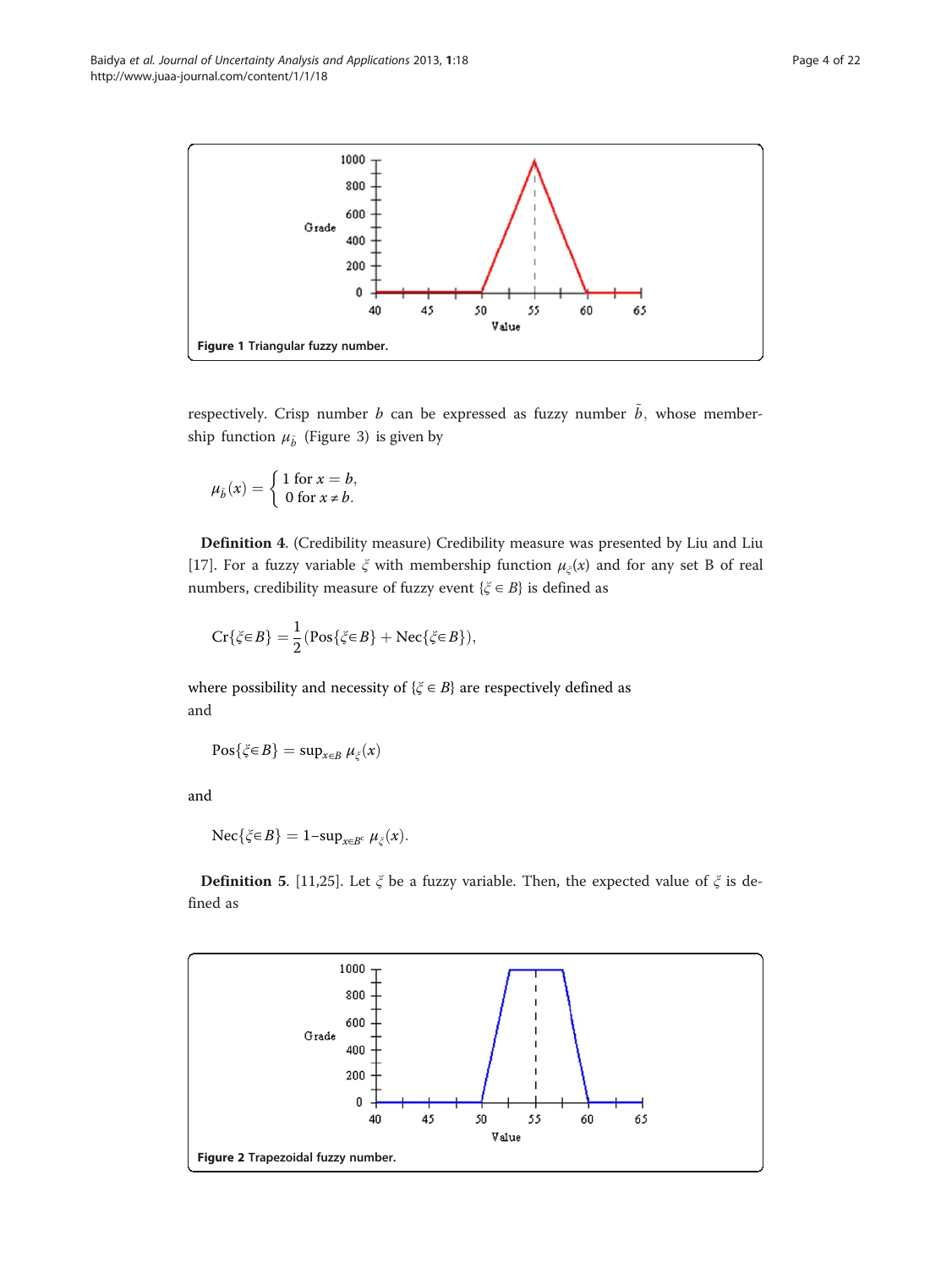Figure 1 Triangular fuzzy number.

respectively. Crisp number $b$ can be expressed as fuzzy number $\tilde{b}$, whose membership function $\mu_{\tilde{b}}$ (Figure 3) is given by

$$\mu_{\tilde{b}}(x) = \begin{cases} 1 \text{ for } x = b, \\ 0 \text{ for } x \neq b. \end{cases}$$

**Definition 4**. (Credibility measure) Credibility measure was presented by Liu and Liu [17]. For a fuzzy variable $\xi$ with membership function $\mu_{\xi}(x)$ and for any set B of real numbers, credibility measure of fuzzy event $\{\xi \in B\}$ is defined as

$$\mathrm{Cr}\{\xi \in B\} = \frac{1}{2}(\mathrm{Pos}\{\xi \in B\} + \mathrm{Nec}\{\xi \in B\}),$$

where possibility and necessity of $\{\xi \in B\}$ are respectively defined as
and

$$\mathrm{Pos}\{\xi \in B\} = \sup_{x \in B} \mu_{\xi}(x)$$

and

$$\mathrm{Nec}\{\xi \in B\} = 1 - \sup_{x \in B^c} \mu_{\xi}(x).$$

**Definition 5**. [11,25]. Let $\xi$ be a fuzzy variable. Then, the expected value of $\xi$ is defined as

Figure 2 Trapezoidal fuzzy number.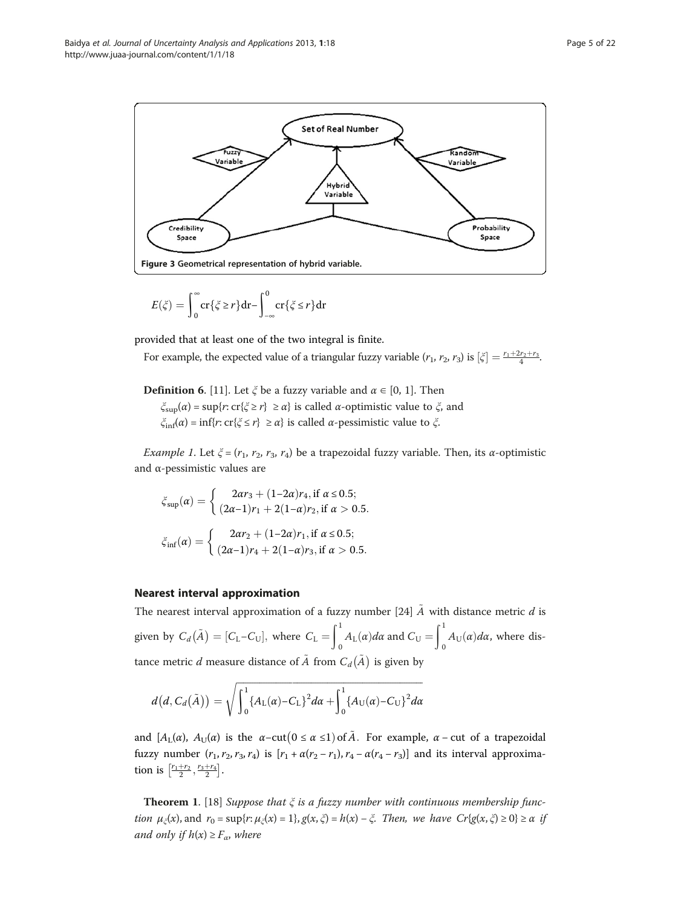Figure 3 Geometrical representation of hybrid variable.

$$E(\xi) = \int_0^{\infty} \mathrm{cr}\{\xi \geq r\}\mathrm{d}r - \int_{-\infty}^{0} \mathrm{cr}\{\xi \leq r\}\mathrm{d}r$$

provided that at least one of the two integral is finite.

For example, the expected value of a triangular fuzzy variable $(r_1, r_2, r_3)$ is $[\xi] = \frac{r_1+2r_2+r_3}{4}$.

**Definition 6**. [11]. Let $\xi$ be a fuzzy variable and $\alpha \in [0, 1]$. Then

$\xi_{\sup}(\alpha) = \sup\{r: \mathrm{cr}\{\xi \geq r\} \geq \alpha\}$ is called $\alpha$-optimistic value to $\xi$, and

$\xi_{\inf}(\alpha) = \inf\{r: \mathrm{cr}\{\xi \leq r\} \geq \alpha\}$ is called $\alpha$-pessimistic value to $\xi$.

*Example 1*. Let $\xi = (r_1, r_2, r_3, r_4)$ be a trapezoidal fuzzy variable. Then, its $\alpha$-optimistic and $\alpha$-pessimistic values are

$$\xi_{\sup}(\alpha) = \begin{cases} 2\alpha r_3 + (1-2\alpha)r_4, \text{ if } \alpha \leq 0.5; \\ (2\alpha-1)r_1 + 2(1-\alpha)r_2, \text{ if } \alpha > 0.5. \end{cases}$$

$$\xi_{\inf}(\alpha) = \begin{cases} 2\alpha r_2 + (1-2\alpha)r_1, \text{ if } \alpha \leq 0.5; \\ (2\alpha-1)r_4 + 2(1-\alpha)r_3, \text{ if } \alpha > 0.5. \end{cases}$$

## Nearest interval approximation

The nearest interval approximation of a fuzzy number [24] $\tilde{A}$ with distance metric $d$ is given by $C_d(\tilde{A}) = [C_L - C_U]$, where $C_L = \int_0^1 A_L(\alpha)d\alpha$ and $C_U = \int_0^1 A_U(\alpha)d\alpha$, where distance metric $d$ measure distance of $\tilde{A}$ from $C_d(\tilde{A})$ is given by

$$d(d, C_d(\tilde{A})) = \sqrt{\int_0^1 \{A_L(\alpha) - C_L\}^2 d\alpha + \int_0^1 \{A_U(\alpha) - C_U\}^2 d\alpha}$$

and $[A_L(\alpha), A_U(\alpha)$ is the $\alpha$–cut$(0 \leq \alpha \leq 1)$ of $\tilde{A}$. For example, $\alpha$ – cut of a trapezoidal fuzzy number $(r_1, r_2, r_3, r_4)$ is $[r_1 + \alpha(r_2 - r_1), r_4 - \alpha(r_4 - r_3)]$ and its interval approximation is $\left[\frac{r_1+r_2}{2}, \frac{r_3+r_4}{2}\right]$.

**Theorem 1**. [18] *Suppose that $\xi$ is a fuzzy number with continuous membership function $\mu_\xi(x)$, and $r_0 = \sup\{r: \mu_\xi(x) = 1\}$, $g(x, \xi) = h(x) - \xi$. Then, we have $Cr\{g(x, \xi) \geq 0\} \geq \alpha$ if and only if $h(x) \geq F_\alpha$, where*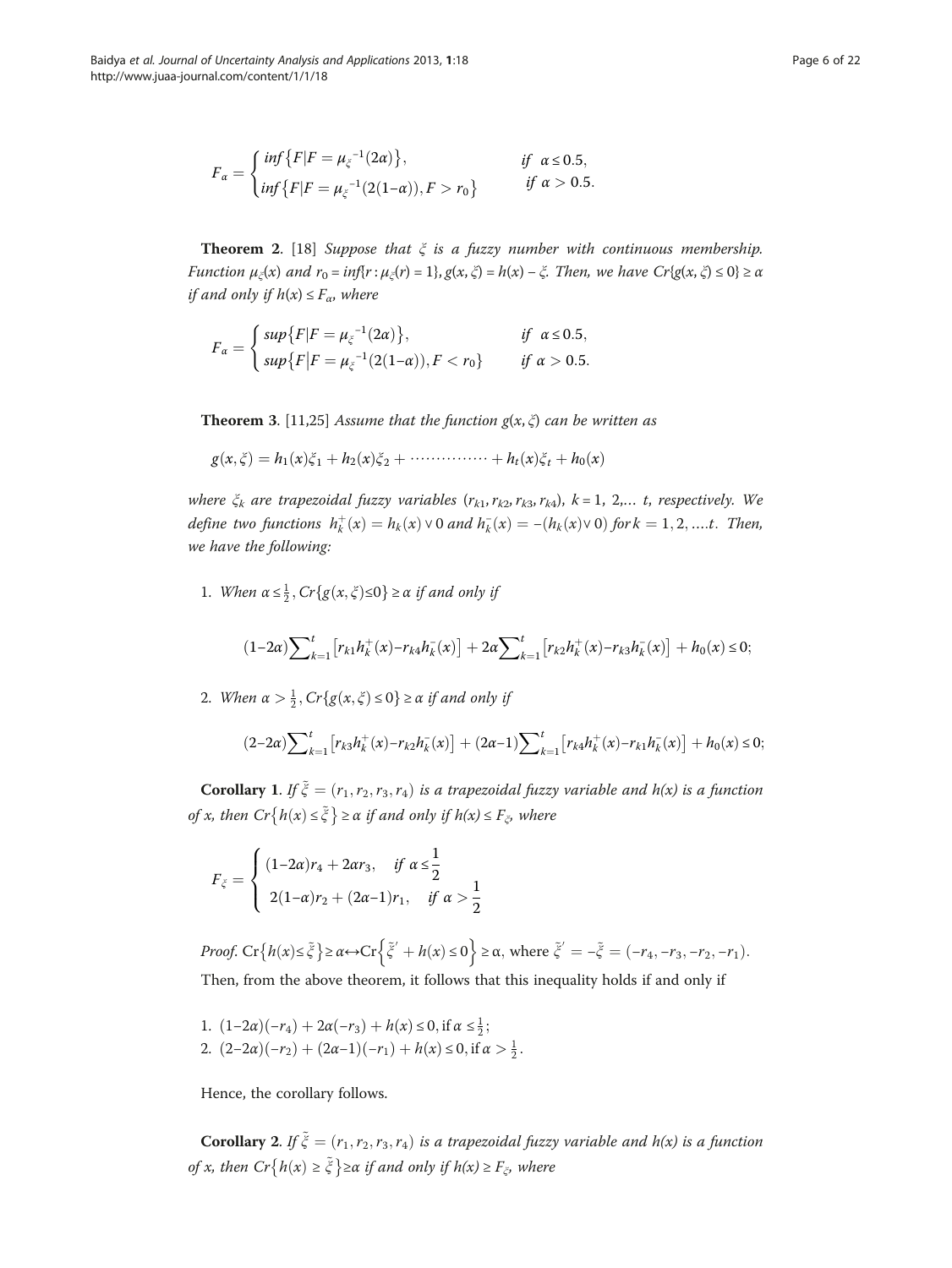$$F_\alpha = \begin{cases} inf\{F|F = \mu_\xi^{-1}(2\alpha)\}, & if \;\; \alpha \le 0.5, \\ inf\{F|F = \mu_\xi^{-1}(2(1-\alpha)), F > r_0\} & if \;\; \alpha > 0.5. \end{cases}$$

**Theorem 2**. [18] *Suppose that $\xi$ is a fuzzy number with continuous membership. Function $\mu_\xi(x)$ and $r_0 = inf\{r : \mu_\xi(r) = 1\}$, $g(x, \xi) = h(x) - \xi$. Then, we have $Cr\{g(x, \xi) \le 0\} \ge \alpha$ if and only if $h(x) \le F_\alpha$, where*

$$F_\alpha = \begin{cases} sup\{F|F = \mu_\xi^{-1}(2\alpha)\}, & if \;\; \alpha \le 0.5, \\ sup\{F|F = \mu_\xi^{-1}(2(1-\alpha)), F < r_0\} & if \;\; \alpha > 0.5. \end{cases}$$

**Theorem 3**. [11,25] *Assume that the function $g(x, \xi)$ can be written as*

$$g(x, \xi) = h_1(x)\xi_1 + h_2(x)\xi_2 + \cdots\cdots\cdots\cdots\cdots + h_t(x)\xi_t + h_0(x)$$

*where $\xi_k$ are trapezoidal fuzzy variables $(r_{k1}, r_{k2}, r_{k3}, r_{k4})$, $k = 1, 2, \ldots t$, respectively. We define two functions $h_k^+(x) = h_k(x) \vee 0$ and $h_k^-(x) = -(h_k(x) \vee 0)$ for $k = 1, 2, \ldots .t$. Then, we have the following:*

1. *When $\alpha \le \frac{1}{2}$, $Cr\{g(x, \xi) \le 0\} \ge \alpha$ if and only if*

$$(1-2\alpha)\sum_{k=1}^{t}\left[r_{k1}h_k^+(x) - r_{k4}h_k^-(x)\right] + 2\alpha\sum_{k=1}^{t}\left[r_{k2}h_k^+(x) - r_{k3}h_k^-(x)\right] + h_0(x) \le 0;$$

2. *When $\alpha > \frac{1}{2}$, $Cr\{g(x, \xi) \le 0\} \ge \alpha$ if and only if*

$$(2-2\alpha)\sum_{k=1}^{t}\left[r_{k3}h_k^+(x) - r_{k2}h_k^-(x)\right] + (2\alpha-1)\sum_{k=1}^{t}\left[r_{k4}h_k^+(x) - r_{k1}h_k^-(x)\right] + h_0(x) \le 0;$$

**Corollary 1**. *If $\tilde{\xi} = (r_1, r_2, r_3, r_4)$ is a trapezoidal fuzzy variable and h(x) is a function of x, then $Cr\{h(x) \le \tilde{\xi}\} \ge \alpha$ if and only if $h(x) \le F_\xi$, where*

$$F_\xi = \begin{cases} (1-2\alpha)r_4 + 2\alpha r_3, & if \;\; \alpha \le \dfrac{1}{2} \\ 2(1-\alpha)r_2 + (2\alpha-1)r_1, & if \;\; \alpha > \dfrac{1}{2} \end{cases}$$

*Proof.* $\mathrm{Cr}\{h(x) \le \tilde{\xi}\} \ge \alpha \leftrightarrow \mathrm{Cr}\{\tilde{\xi}' + h(x) \le 0\} \ge \alpha$, where $\tilde{\xi}' = -\tilde{\xi} = (-r_4, -r_3, -r_2, -r_1)$.

Then, from the above theorem, it follows that this inequality holds if and only if

1. $(1-2\alpha)(-r_4) + 2\alpha(-r_3) + h(x) \le 0$, if $\alpha \le \frac{1}{2}$;
2. $(2-2\alpha)(-r_2) + (2\alpha-1)(-r_1) + h(x) \le 0$, if $\alpha > \frac{1}{2}$.

Hence, the corollary follows.

**Corollary 2**. *If $\tilde{\xi} = (r_1, r_2, r_3, r_4)$ is a trapezoidal fuzzy variable and h(x) is a function of x, then $Cr\{h(x) \ge \tilde{\xi}\} \ge \alpha$ if and only if $h(x) \ge F_\xi$, where*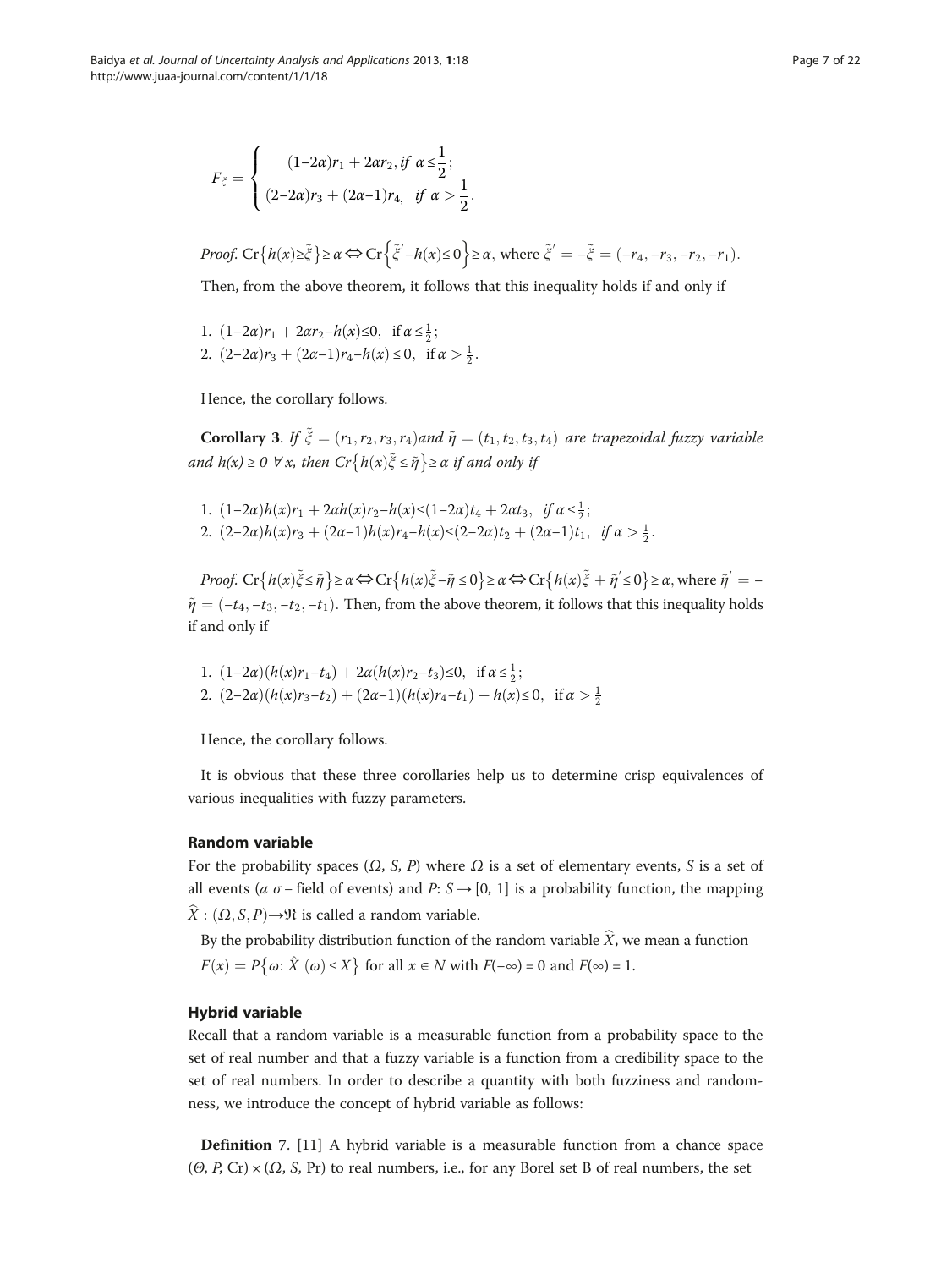$$F_{\tilde{\xi}} = \begin{cases} (1-2\alpha)r_1 + 2\alpha r_2, & \text{if } \alpha \leq \frac{1}{2}; \\ (2-2\alpha)r_3 + (2\alpha-1)r_4, & \text{if } \alpha > \frac{1}{2}. \end{cases}$$

*Proof.* $\text{Cr}\{h(x) \geq \tilde{\xi}\} \geq \alpha \Leftrightarrow \text{Cr}\left\{\tilde{\xi}' - h(x) \leq 0\right\} \geq \alpha$, where $\tilde{\xi}' = -\tilde{\xi} = (-r_4, -r_3, -r_2, -r_1)$.

Then, from the above theorem, it follows that this inequality holds if and only if

1. $(1-2\alpha)r_1 + 2\alpha r_2 - h(x) \leq 0, \quad \text{if } \alpha \leq \frac{1}{2};$
2. $(2-2\alpha)r_3 + (2\alpha-1)r_4 - h(x) \leq 0, \quad \text{if } \alpha > \frac{1}{2}.$

Hence, the corollary follows.

**Corollary 3**. *If* $\tilde{\xi} = (r_1, r_2, r_3, r_4)$ *and* $\tilde{\eta} = (t_1, t_2, t_3, t_4)$ *are trapezoidal fuzzy variable and* $h(x) \geq 0 \ \forall x$, *then* $Cr\{h(x)\tilde{\xi} \leq \tilde{\eta}\} \geq \alpha$ *if and only if*

1. $(1-2\alpha)h(x)r_1 + 2\alpha h(x)r_2 - h(x) \leq (1-2\alpha)t_4 + 2\alpha t_3, \quad \text{if } \alpha \leq \frac{1}{2};$
2. $(2-2\alpha)h(x)r_3 + (2\alpha-1)h(x)r_4 - h(x) \leq (2-2\alpha)t_2 + (2\alpha-1)t_1, \quad \text{if } \alpha > \frac{1}{2}.$

*Proof.* $\text{Cr}\{h(x)\tilde{\xi} \leq \tilde{\eta}\} \geq \alpha \Leftrightarrow \text{Cr}\{h(x)\tilde{\xi} - \tilde{\eta} \leq 0\} \geq \alpha \Leftrightarrow \text{Cr}\{h(x)\tilde{\xi} + \tilde{\eta}' \leq 0\} \geq \alpha$, where $\tilde{\eta}' = -\tilde{\eta} = (-t_4, -t_3, -t_2, -t_1)$. Then, from the above theorem, it follows that this inequality holds if and only if

1. $(1-2\alpha)(h(x)r_1 - t_4) + 2\alpha(h(x)r_2 - t_3) \leq 0, \quad \text{if } \alpha \leq \frac{1}{2};$
2. $(2-2\alpha)(h(x)r_3 - t_2) + (2\alpha-1)(h(x)r_4 - t_1) + h(x) \leq 0, \quad \text{if } \alpha > \frac{1}{2}$

Hence, the corollary follows.

It is obvious that these three corollaries help us to determine crisp equivalences of various inequalities with fuzzy parameters.

## Random variable

For the probability spaces $(\Omega, S, P)$ where $\Omega$ is a set of elementary events, $S$ is a set of all events ($a\ \sigma$ – field of events) and $P: S \rightarrow [0, 1]$ is a probability function, the mapping $\widehat{X}: (\Omega, S, P) \rightarrow \mathfrak{R}$ is called a random variable.

By the probability distribution function of the random variable $\widehat{X}$, we mean a function $F(x) = P\{\omega: \hat{X}(\omega) \leq X\}$ for all $x \in N$ with $F(-\infty) = 0$ and $F(\infty) = 1$.

## Hybrid variable

Recall that a random variable is a measurable function from a probability space to the set of real number and that a fuzzy variable is a function from a credibility space to the set of real numbers. In order to describe a quantity with both fuzziness and randomness, we introduce the concept of hybrid variable as follows:

**Definition 7**. [11] A hybrid variable is a measurable function from a chance space $(\Theta, P, \text{Cr}) \times (\Omega, S, \text{Pr})$ to real numbers, i.e., for any Borel set B of real numbers, the set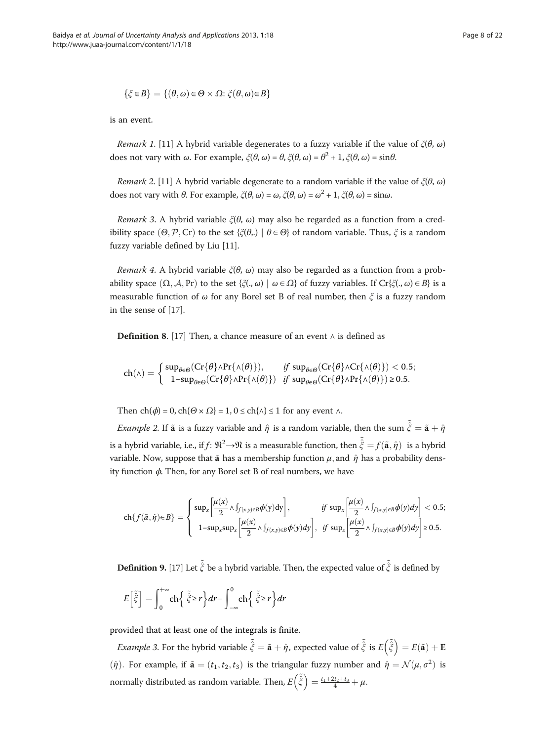$$\{\xi \in B\} = \{(\theta, \omega) \in \Theta \times \Omega: \xi(\theta, \omega) \in B\}$$

is an event.

*Remark 1.* [11] A hybrid variable degenerates to a fuzzy variable if the value of $\xi(\theta, \omega)$ does not vary with $\omega$. For example, $\xi(\theta, \omega) = \theta$, $\xi(\theta, \omega) = \theta^2 + 1$, $\xi(\theta, \omega) = \sin\theta$.

*Remark 2.* [11] A hybrid variable degenerate to a random variable if the value of $\xi(\theta, \omega)$ does not vary with $\theta$. For example, $\xi(\theta, \omega) = \omega$, $\xi(\theta, \omega) = \omega^2 + 1$, $\xi(\theta, \omega) = \sin\omega$.

*Remark 3.* A hybrid variable $\xi(\theta, \omega)$ may also be regarded as a function from a credibility space $(\Theta, \mathcal{P}, \mathrm{Cr})$ to the set $\{\xi(\theta,.) \mid \theta \in \Theta\}$ of random variable. Thus, $\xi$ is a random fuzzy variable defined by Liu [11].

*Remark 4.* A hybrid variable $\xi(\theta, \omega)$ may also be regarded as a function from a probability space $(\Omega, \mathcal{A}, \Pr)$ to the set $\{\xi(., \omega) \mid \omega \in \Omega\}$ of fuzzy variables. If $\mathrm{Cr}\{\xi(., \omega) \in B\}$ is a measurable function of $\omega$ for any Borel set B of real number, then $\xi$ is a fuzzy random in the sense of [17].

**Definition 8**. [17] Then, a chance measure of an event $\wedge$ is defined as

$$\mathrm{ch}(\wedge) = \begin{cases} \sup_{\theta \in \Theta}(\mathrm{Cr}\{\theta\} \wedge \Pr\{\wedge(\theta)\}), & \text{if } \sup_{\theta \in \Theta}(\mathrm{Cr}\{\theta\} \wedge \mathrm{Cr}\{\wedge(\theta)\}) < 0.5; \\ 1 - \sup_{\theta \in \Theta}(\mathrm{Cr}\{\theta\} \wedge \Pr\{\wedge(\theta)\}) & \text{if } \sup_{\theta \in \Theta}(\mathrm{Cr}\{\theta\} \wedge \Pr\{\wedge(\theta)\}) \geq 0.5. \end{cases}$$

Then $\mathrm{ch}(\phi) = 0$, $\mathrm{ch}\{\Theta \times \Omega\} = 1$, $0 \leq \mathrm{ch}\{\wedge\} \leq 1$ for any event $\wedge$.

*Example 2.* If $\tilde{\mathbf{a}}$ is a fuzzy variable and $\hat{\eta}$ is a random variable, then the sum $\tilde{\hat{\xi}} = \tilde{\mathbf{a}} + \hat{\eta}$ is a hybrid variable, i.e., if $f: \Re^2 \to \Re$ is a measurable function, then $\tilde{\hat{\xi}} = f(\tilde{\mathbf{a}}, \hat{\eta})$ is a hybrid variable. Now, suppose that $\tilde{\mathbf{a}}$ has a membership function $\mu$, and $\hat{\eta}$ has a probability density function $\phi$. Then, for any Borel set B of real numbers, we have

$$\mathrm{ch}\{f(\tilde{a}, \hat{\eta}) \in B\} = \begin{cases} \sup_x \left[\frac{\mu(x)}{2} \wedge \int_{f(x,y) \in B} \phi(y)\mathrm{d}y\right], & \text{if } \sup_x \left[\frac{\mu(x)}{2} \wedge \int_{f(x,y) \in B} \phi(y)dy\right] < 0.5; \\ 1 - \sup_x \sup_x \left[\frac{\mu(x)}{2} \wedge \int_{f(x,y) \in B} \phi(y)dy\right], & \text{if } \sup_x \left[\frac{\mu(x)}{2} \wedge \int_{f(x,y) \in B} \phi(y)dy\right] \geq 0.5. \end{cases}$$

**Definition 9.** [17] Let $\tilde{\hat{\xi}}$ be a hybrid variable. Then, the expected value of $\tilde{\hat{\xi}}$ is defined by

$$E\left[\tilde{\hat{\xi}}\right] = \int_0^{+\infty} \mathrm{ch}\left\{\tilde{\hat{\xi}} \geq r\right\} dr - \int_{-\infty}^{0} \mathrm{ch}\left\{\tilde{\hat{\xi}} \geq r\right\} dr$$

provided that at least one of the integrals is finite.

*Example 3.* For the hybrid variable $\tilde{\hat{\xi}} = \tilde{\mathbf{a}} + \hat{\eta}$, expected value of $\tilde{\hat{\xi}}$ is $E\left(\tilde{\hat{\xi}}\right) = E(\tilde{\mathbf{a}}) + \mathbf{E}(\hat{\eta})$. For example, if $\tilde{\mathbf{a}} = (t_1, t_2, t_3)$ is the triangular fuzzy number and $\hat{\eta} = \mathcal{N}(\mu, \sigma^2)$ is normally distributed as random variable. Then, $E\left(\tilde{\hat{\xi}}\right) = \frac{t_1 + 2t_2 + t_3}{4} + \mu$.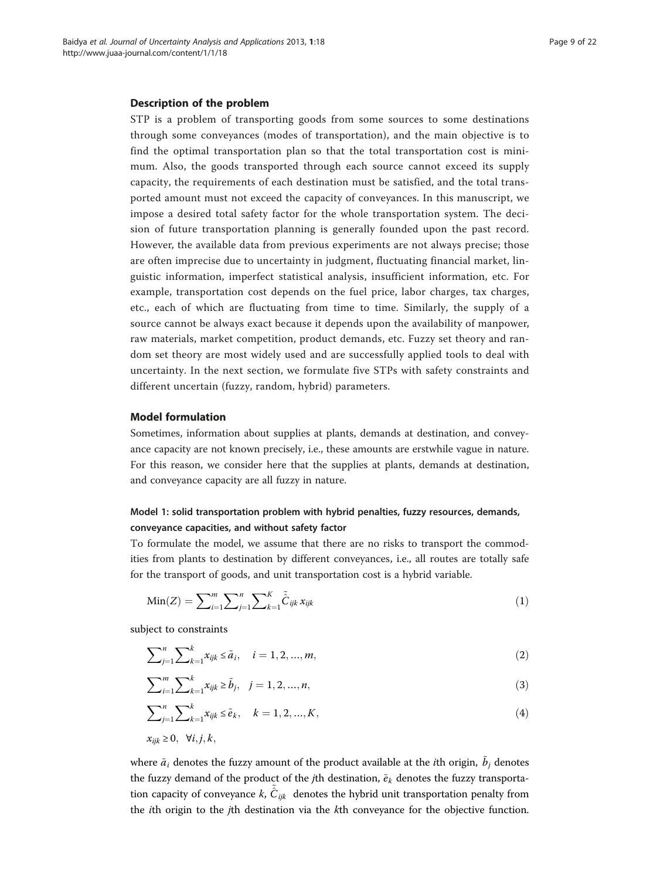## Description of the problem

STP is a problem of transporting goods from some sources to some destinations through some conveyances (modes of transportation), and the main objective is to find the optimal transportation plan so that the total transportation cost is minimum. Also, the goods transported through each source cannot exceed its supply capacity, the requirements of each destination must be satisfied, and the total transported amount must not exceed the capacity of conveyances. In this manuscript, we impose a desired total safety factor for the whole transportation system. The decision of future transportation planning is generally founded upon the past record. However, the available data from previous experiments are not always precise; those are often imprecise due to uncertainty in judgment, fluctuating financial market, linguistic information, imperfect statistical analysis, insufficient information, etc. For example, transportation cost depends on the fuel price, labor charges, tax charges, etc., each of which are fluctuating from time to time. Similarly, the supply of a source cannot be always exact because it depends upon the availability of manpower, raw materials, market competition, product demands, etc. Fuzzy set theory and random set theory are most widely used and are successfully applied tools to deal with uncertainty. In the next section, we formulate five STPs with safety constraints and different uncertain (fuzzy, random, hybrid) parameters.

## Model formulation

Sometimes, information about supplies at plants, demands at destination, and conveyance capacity are not known precisely, i.e., these amounts are erstwhile vague in nature. For this reason, we consider here that the supplies at plants, demands at destination, and conveyance capacity are all fuzzy in nature.

### Model 1: solid transportation problem with hybrid penalties, fuzzy resources, demands, conveyance capacities, and without safety factor

To formulate the model, we assume that there are no risks to transport the commodities from plants to destination by different conveyances, i.e., all routes are totally safe for the transport of goods, and unit transportation cost is a hybrid variable.

$$\text{Min}(Z) = \sum_{i=1}^{m}\sum_{j=1}^{n}\sum_{k=1}^{K}\tilde{\hat{C}}_{ijk}\,x_{ijk} \tag{1}$$

subject to constraints

$$\sum_{j=1}^{n}\sum_{k=1}^{k}x_{ijk} \leq \tilde{a}_i, \quad i = 1, 2, ..., m, \tag{2}$$

$$\sum_{i=1}^{m}\sum_{k=1}^{k}x_{ijk} \geq \tilde{b}_j, \quad j = 1, 2, ..., n, \tag{3}$$

$$\sum_{j=1}^{n}\sum_{k=1}^{k}x_{ijk} \leq \tilde{e}_k, \quad k = 1, 2, ..., K, \tag{4}$$

$$x_{ijk} \geq 0, \ \ \forall i, j, k,$$

where $\tilde{a}_i$ denotes the fuzzy amount of the product available at the $i$th origin, $\tilde{b}_j$ denotes the fuzzy demand of the product of the $j$th destination, $\tilde{e}_k$ denotes the fuzzy transportation capacity of conveyance $k$, $\tilde{\hat{C}}_{ijk}$ denotes the hybrid unit transportation penalty from the $i$th origin to the $j$th destination via the $k$th conveyance for the objective function.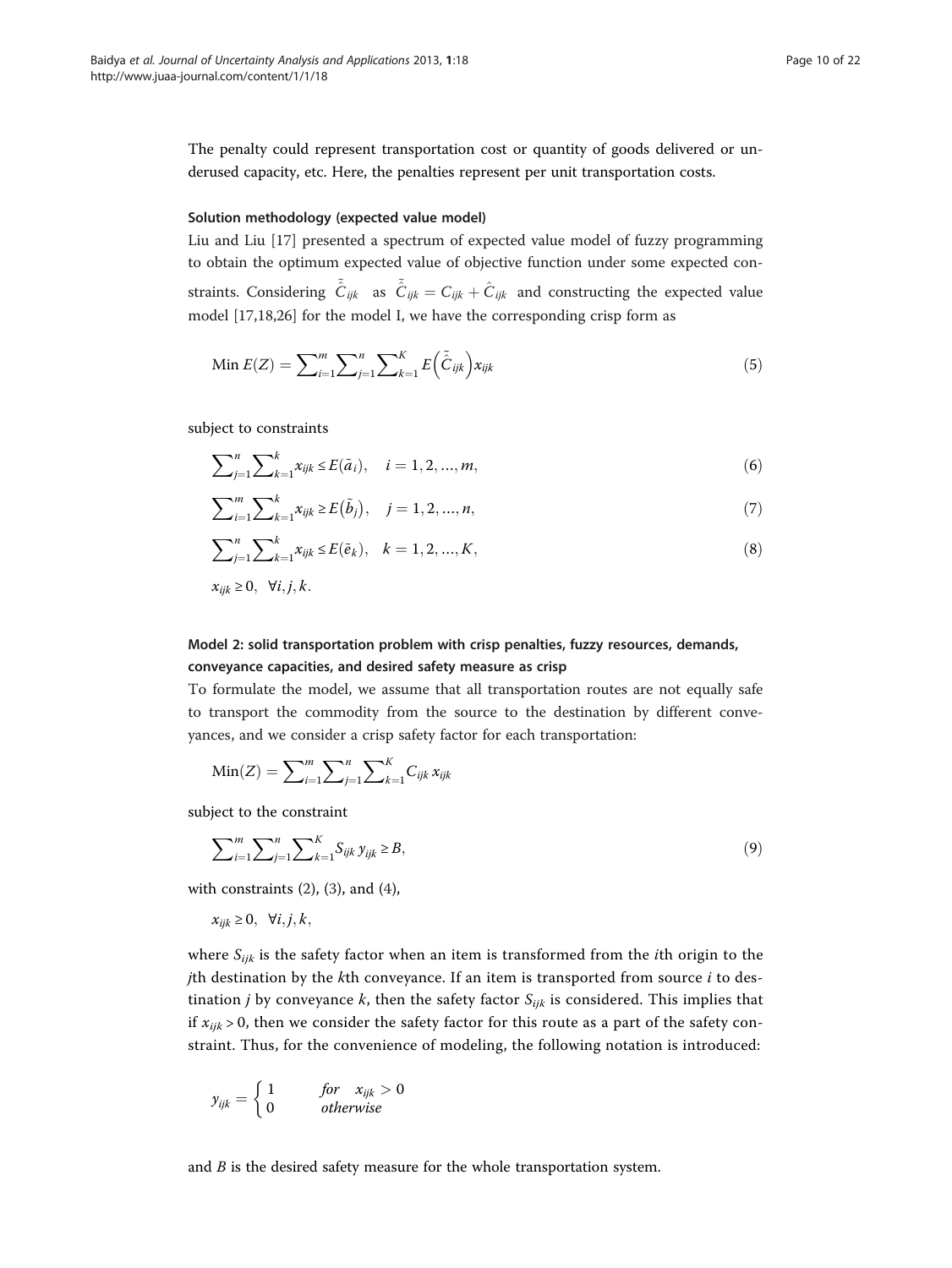The penalty could represent transportation cost or quantity of goods delivered or underused capacity, etc. Here, the penalties represent per unit transportation costs.

#### Solution methodology (expected value model)

Liu and Liu [17] presented a spectrum of expected value model of fuzzy programming to obtain the optimum expected value of objective function under some expected constraints. Considering $\tilde{\hat{C}}_{ijk}$ as $\tilde{\hat{C}}_{ijk} = C_{ijk} + \hat{C}_{ijk}$ and constructing the expected value model [17,18,26] for the model I, we have the corresponding crisp form as

$$\text{Min } E(Z) = \sum_{i=1}^{m}\sum_{j=1}^{n}\sum_{k=1}^{K} E\left(\tilde{\hat{C}}_{ijk}\right)x_{ijk} \tag{5}$$

subject to constraints

$$\sum_{j=1}^{n}\sum_{k=1}^{k} x_{ijk} \leq E(\tilde{a}_i), \quad i = 1, 2, ..., m, \tag{6}$$

$$\sum_{i=1}^{m}\sum_{k=1}^{k} x_{ijk} \geq E(\tilde{b}_j), \quad j = 1, 2, ..., n, \tag{7}$$

$$\sum_{j=1}^{n}\sum_{k=1}^{k} x_{ijk} \leq E(\tilde{e}_k), \quad k = 1, 2, ..., K, \tag{8}$$

$$x_{ijk} \geq 0, \quad \forall i, j, k.$$

### Model 2: solid transportation problem with crisp penalties, fuzzy resources, demands, conveyance capacities, and desired safety measure as crisp

To formulate the model, we assume that all transportation routes are not equally safe to transport the commodity from the source to the destination by different conveyances, and we consider a crisp safety factor for each transportation:

$$\text{Min}(Z) = \sum_{i=1}^{m}\sum_{j=1}^{n}\sum_{k=1}^{K} C_{ijk}\, x_{ijk}$$

subject to the constraint

$$\sum_{i=1}^{m}\sum_{j=1}^{n}\sum_{k=1}^{K} S_{ijk}\, y_{ijk} \geq B, \tag{9}$$

with constraints (2), (3), and (4),

$$x_{ijk} \geq 0, \quad \forall i, j, k,$$

where $S_{ijk}$ is the safety factor when an item is transformed from the $i$th origin to the $j$th destination by the $k$th conveyance. If an item is transported from source $i$ to destination $j$ by conveyance $k$, then the safety factor $S_{ijk}$ is considered. This implies that if $x_{ijk} > 0$, then we consider the safety factor for this route as a part of the safety constraint. Thus, for the convenience of modeling, the following notation is introduced:

$$y_{ijk} = \begin{cases} 1 & \text{for} \quad x_{ijk} > 0 \\ 0 & \text{otherwise} \end{cases}$$

and $B$ is the desired safety measure for the whole transportation system.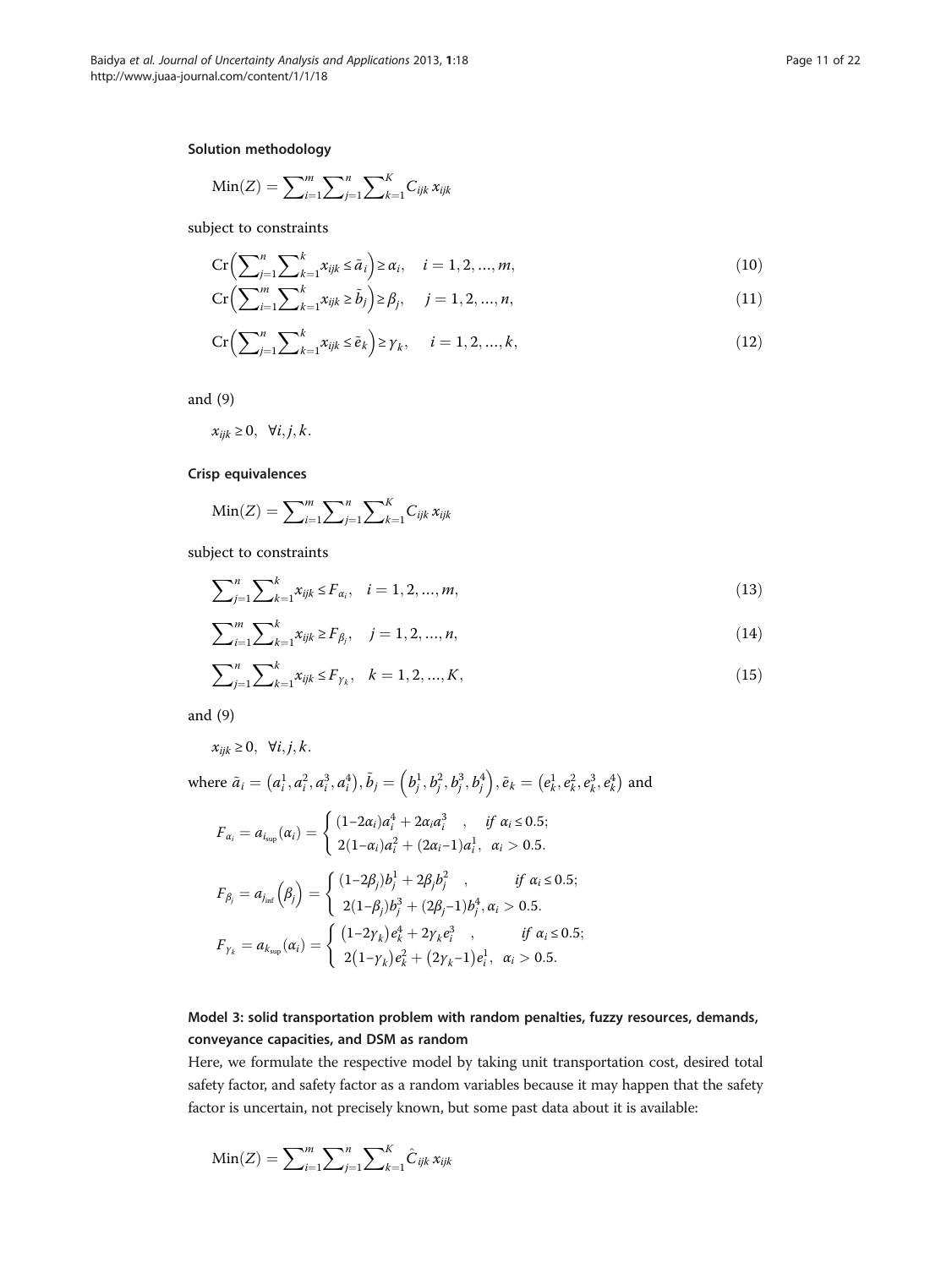**Solution methodology**

$$\text{Min}(Z) = \sum_{i=1}^{m}\sum_{j=1}^{n}\sum_{k=1}^{K} C_{ijk}\, x_{ijk}$$

subject to constraints

$$\text{Cr}\left(\sum_{j=1}^{n}\sum_{k=1}^{k} x_{ijk} \le \tilde{a}_i\right) \ge \alpha_i, \quad i = 1, 2, ..., m, \tag{10}$$

$$\text{Cr}\left(\sum_{i=1}^{m}\sum_{k=1}^{k} x_{ijk} \ge \tilde{b}_j\right) \ge \beta_j, \quad j = 1, 2, ..., n, \tag{11}$$

$$\text{Cr}\left(\sum_{j=1}^{n}\sum_{k=1}^{k} x_{ijk} \le \tilde{e}_k\right) \ge \gamma_k, \quad i = 1, 2, ..., k, \tag{12}$$

and (9)

$x_{ijk} \ge 0, \;\; \forall i, j, k.$

**Crisp equivalences**

$$\text{Min}(Z) = \sum_{i=1}^{m}\sum_{j=1}^{n}\sum_{k=1}^{K} C_{ijk}\, x_{ijk}$$

subject to constraints

$$\sum_{j=1}^{n}\sum_{k=1}^{k} x_{ijk} \le F_{\alpha_i}, \quad i = 1, 2, ..., m, \tag{13}$$

$$\sum_{i=1}^{m}\sum_{k=1}^{k} x_{ijk} \ge F_{\beta_j}, \quad j = 1, 2, ..., n, \tag{14}$$

$$\sum_{j=1}^{n}\sum_{k=1}^{k} x_{ijk} \le F_{\gamma_k}, \quad k = 1, 2, ..., K, \tag{15}$$

and (9)

$x_{ijk} \ge 0, \;\; \forall i, j, k.$

where $\tilde{a}_i = \left(a_i^1, a_i^2, a_i^3, a_i^4\right), \tilde{b}_j = \left(b_j^1, b_j^2, b_j^3, b_j^4\right), \tilde{e}_k = \left(e_k^1, e_k^2, e_k^3, e_k^4\right)$ and

$$F_{\alpha_i} = a_{i_{\text{sup}}}(\alpha_i) = \begin{cases} (1-2\alpha_i)a_i^4 + 2\alpha_i a_i^3 \quad, & \text{if } \alpha_i \le 0.5; \\ 2(1-\alpha_i)a_i^2 + (2\alpha_i-1)a_i^1, & \alpha_i > 0.5. \end{cases}$$

$$F_{\beta_j} = a_{j_{\text{inf}}}\left(\beta_j\right) = \begin{cases} (1-2\beta_j)b_j^1 + 2\beta_j b_j^2 \quad, & \text{if } \alpha_i \le 0.5; \\ 2(1-\beta_j)b_j^3 + (2\beta_j-1)b_j^4, \alpha_i > 0.5. \end{cases}$$

$$F_{\gamma_k} = a_{k_{\text{sup}}}(\alpha_i) = \begin{cases} \left(1-2\gamma_k\right)e_k^4 + 2\gamma_k e_i^3 \quad, & \text{if } \alpha_i \le 0.5; \\ 2\left(1-\gamma_k\right)e_k^2 + \left(2\gamma_k-1\right)e_i^1, & \alpha_i > 0.5. \end{cases}$$

## Model 3: solid transportation problem with random penalties, fuzzy resources, demands, conveyance capacities, and DSM as random

Here, we formulate the respective model by taking unit transportation cost, desired total safety factor, and safety factor as a random variables because it may happen that the safety factor is uncertain, not precisely known, but some past data about it is available:

$$\text{Min}(Z) = \sum_{i=1}^{m}\sum_{j=1}^{n}\sum_{k=1}^{K} \hat{C}_{ijk}\, x_{ijk}$$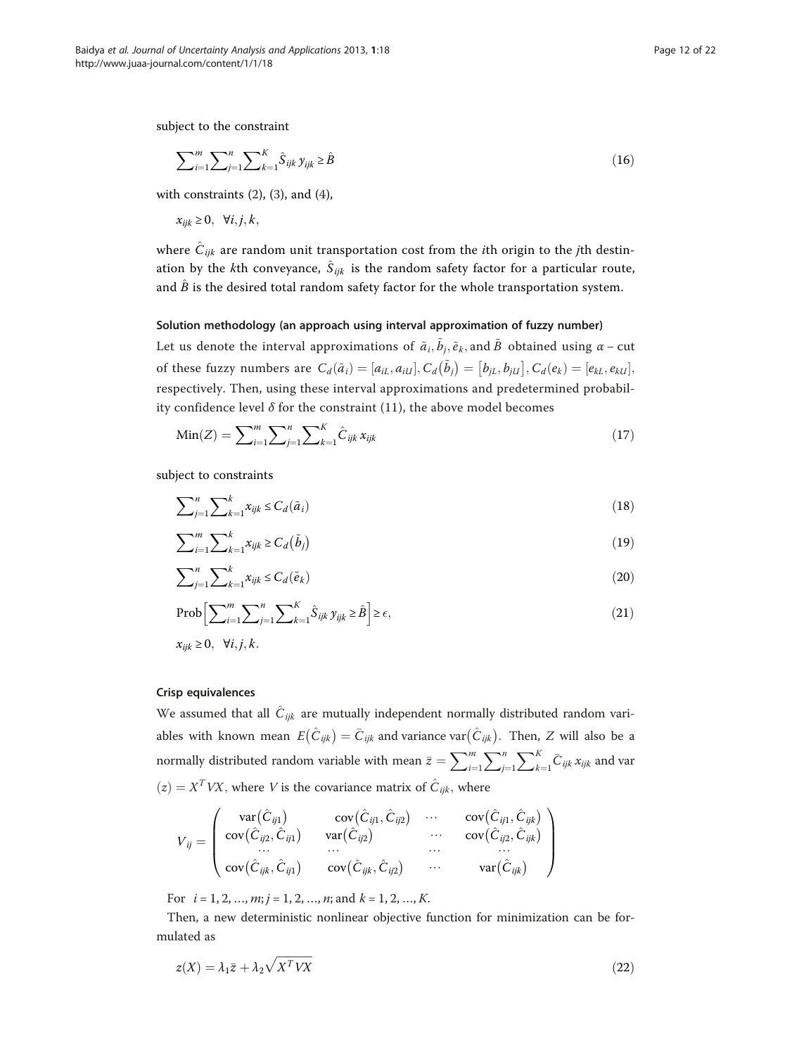subject to the constraint

$$\sum\nolimits_{i=1}^{m}\sum\nolimits_{j=1}^{n}\sum\nolimits_{k=1}^{K}\hat{S}_{ijk}\,y_{ijk}\geq\hat{B} \tag{16}$$

with constraints (2), (3), and (4),

$x_{ijk}\geq 0,\ \ \forall i,j,k,$

where $\hat{C}_{ijk}$ are random unit transportation cost from the *i*th origin to the *j*th destination by the *k*th conveyance, $\hat{S}_{ijk}$ is the random safety factor for a particular route, and $\hat{B}$ is the desired total random safety factor for the whole transportation system.

#### Solution methodology (an approach using interval approximation of fuzzy number)

Let us denote the interval approximations of $\tilde{a}_i, \tilde{b}_j, \tilde{e}_k$, and $\tilde{B}$ obtained using $\alpha$ – cut of these fuzzy numbers are $C_d(\tilde{a}_i)=[a_{iL},a_{iU}], C_d(\tilde{b}_j)=[b_{jL},b_{jU}], C_d(e_k)=[e_{kL},e_{kU}]$, respectively. Then, using these interval approximations and predetermined probability confidence level $\delta$ for the constraint (11), the above model becomes

$$\text{Min}(Z)=\sum\nolimits_{i=1}^{m}\sum\nolimits_{j=1}^{n}\sum\nolimits_{k=1}^{K}\hat{C}_{ijk}\,x_{ijk} \tag{17}$$

subject to constraints

$$\sum\nolimits_{j=1}^{n}\sum\nolimits_{k=1}^{k}x_{ijk}\leq C_d(\tilde{a}_i) \tag{18}$$

$$\sum\nolimits_{i=1}^{m}\sum\nolimits_{k=1}^{k}x_{ijk}\geq C_d(\tilde{b}_j) \tag{19}$$

$$\sum\nolimits_{j=1}^{n}\sum\nolimits_{k=1}^{k}x_{ijk}\leq C_d(\tilde{e}_k) \tag{20}$$

$$\text{Prob}\Big[\sum\nolimits_{i=1}^{m}\sum\nolimits_{j=1}^{n}\sum\nolimits_{k=1}^{K}\hat{S}_{ijk}\,y_{ijk}\geq\hat{B}\Big]\geq\epsilon, \tag{21}$$

$x_{ijk}\geq 0,\ \ \forall i,j,k.$

#### Crisp equivalences

We assumed that all $\hat{C}_{ijk}$ are mutually independent normally distributed random variables with known mean $E(\hat{C}_{ijk})=\bar{C}_{ijk}$ and variance $\text{var}(\hat{C}_{ijk})$. Then, $Z$ will also be a normally distributed random variable with mean $\bar{z}=\sum_{i=1}^{m}\sum_{j=1}^{n}\sum_{k=1}^{K}\bar{C}_{ijk}\,x_{ijk}$ and var $(z)=X^TVX$, where $V$ is the covariance matrix of $\hat{C}_{ijk}$, where

$$V_{ij}=\begin{pmatrix}\text{var}(\hat{C}_{ij1}) & \text{cov}(\hat{C}_{ij1},\hat{C}_{ij2}) & \cdots & \text{cov}(\hat{C}_{ij1},\hat{C}_{ijk})\\ \text{cov}(\hat{C}_{ij2},\hat{C}_{ij1}) & \text{var}(\hat{C}_{ij2}) & \cdots & \text{cov}(\hat{C}_{ij2},\hat{C}_{ijk})\\ \cdots & \cdots & \cdots & \cdots\\ \text{cov}(\hat{C}_{ijk},\hat{C}_{ij1}) & \text{cov}(\hat{C}_{ijk},\hat{C}_{ij2}) & \cdots & \text{var}(\hat{C}_{ijk})\end{pmatrix}$$

For $i=1,2,\ldots,m; j=1,2,\ldots,n;$ and $k=1,2,\ldots,K.$

Then, a new deterministic nonlinear objective function for minimization can be formulated as

$$z(X)=\lambda_1\bar{z}+\lambda_2\sqrt{X^TVX} \tag{22}$$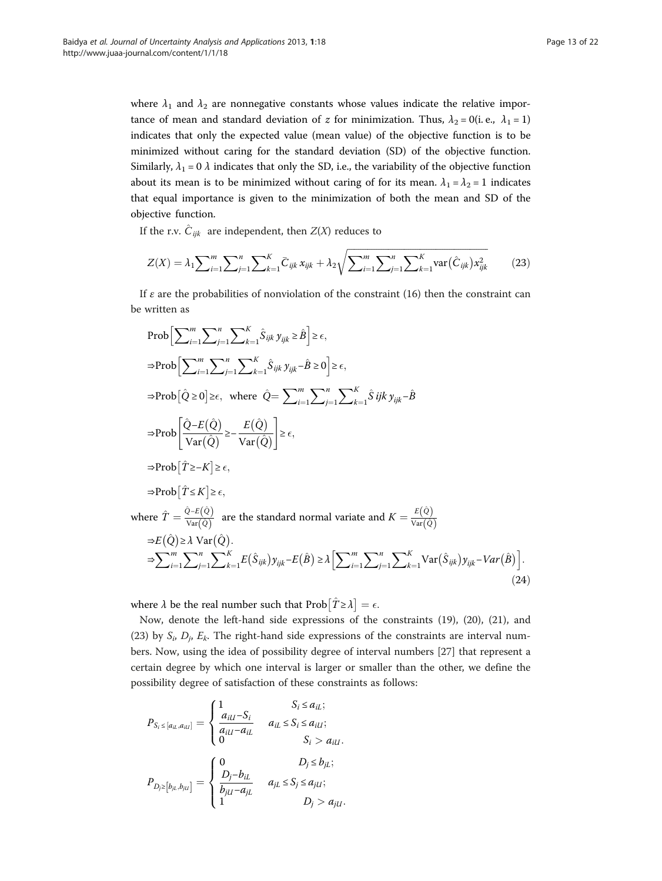where $\lambda_1$ and $\lambda_2$ are nonnegative constants whose values indicate the relative importance of mean and standard deviation of $z$ for minimization. Thus, $\lambda_2 = 0$(i. e., $\lambda_1 = 1$) indicates that only the expected value (mean value) of the objective function is to be minimized without caring for the standard deviation (SD) of the objective function. Similarly, $\lambda_1 = 0$ $\lambda$ indicates that only the SD, i.e., the variability of the objective function about its mean is to be minimized without caring of for its mean. $\lambda_1 = \lambda_2 = 1$ indicates that equal importance is given to the minimization of both the mean and SD of the objective function.

If the r.v. $\hat{C}_{ijk}$ are independent, then $Z(X)$ reduces to

$$Z(X) = \lambda_1 \sum_{i=1}^{m} \sum_{j=1}^{n} \sum_{k=1}^{K} \bar{C}_{ijk}\, x_{ijk} + \lambda_2 \sqrt{\sum_{i=1}^{m} \sum_{j=1}^{n} \sum_{k=1}^{K} \operatorname{var}\left(\hat{C}_{ijk}\right) x_{ijk}^2} \tag{23}$$

If $\varepsilon$ are the probabilities of nonviolation of the constraint (16) then the constraint can be written as

$$\begin{aligned}
&\operatorname{Prob}\left[\sum_{i=1}^{m} \sum_{j=1}^{n} \sum_{k=1}^{K} \hat{S}_{ijk}\, y_{ijk} \geq \hat{B}\right] \geq \epsilon, \\
&\Rightarrow \operatorname{Prob}\left[\sum_{i=1}^{m} \sum_{j=1}^{n} \sum_{k=1}^{K} \hat{S}_{ijk}\, y_{ijk} - \hat{B} \geq 0\right] \geq \epsilon, \\
&\Rightarrow \operatorname{Prob}\left[\hat{Q} \geq 0\right] \geq \epsilon, \quad \text{where } \hat{Q} = \sum_{i=1}^{m} \sum_{j=1}^{n} \sum_{k=1}^{K} \hat{S}\, ijk\, y_{ijk} - \hat{B} \\
&\Rightarrow \operatorname{Prob}\left[\frac{\hat{Q} - E\left(\hat{Q}\right)}{\operatorname{Var}\left(\hat{Q}\right)} \geq -\frac{E\left(\hat{Q}\right)}{\operatorname{Var}\left(\hat{Q}\right)}\right] \geq \epsilon, \\
&\Rightarrow \operatorname{Prob}\left[\hat{T} \geq -K\right] \geq \epsilon, \\
&\Rightarrow \operatorname{Prob}\left[\hat{T} \leq K\right] \geq \epsilon,
\end{aligned}$$

where $\hat{T} = \frac{\hat{Q} - E\left(\hat{Q}\right)}{\operatorname{Var}\left(\hat{Q}\right)}$ are the standard normal variate and $K = \frac{E\left(\hat{Q}\right)}{\operatorname{Var}\left(\hat{Q}\right)}$

$$\begin{aligned}
&\Rightarrow E\left(\hat{Q}\right) \geq \lambda \operatorname{Var}\left(\hat{Q}\right). \\
&\Rightarrow \sum_{i=1}^{m} \sum_{j=1}^{n} \sum_{k=1}^{K} E\left(\hat{S}_{ijk}\right) y_{ijk} - E\left(\hat{B}\right) \geq \lambda \left[\sum_{i=1}^{m} \sum_{j=1}^{n} \sum_{k=1}^{K} \operatorname{Var}\left(\hat{S}_{ijk}\right) y_{ijk} - Var\left(\hat{B}\right)\right].
\end{aligned} \tag{24}$$

where $\lambda$ be the real number such that $\operatorname{Prob}\left[\hat{T} \geq \lambda\right] = \epsilon$.

Now, denote the left-hand side expressions of the constraints (19), (20), (21), and (23) by $S_i$, $D_j$, $E_k$. The right-hand side expressions of the constraints are interval numbers. Now, using the idea of possibility degree of interval numbers [27] that represent a certain degree by which one interval is larger or smaller than the other, we define the possibility degree of satisfaction of these constraints as follows:

$$P_{S_i \leq [a_{iL}, a_{iU}]} = \begin{cases} 1 & S_i \leq a_{iL}; \\ \dfrac{a_{iU} - S_i}{a_{iU} - a_{iL}} & a_{iL} \leq S_i \leq a_{iU}; \\ 0 & S_i > a_{iU}. \end{cases}$$

$$P_{D_j \geq \left[b_{jL}, b_{jU}\right]} = \begin{cases} 0 & D_j \leq b_{jL}; \\ \dfrac{D_j - b_{iL}}{b_{jU} - a_{jL}} & a_{jL} \leq S_j \leq a_{jU}; \\ 1 & D_j > a_{jU}. \end{cases}$$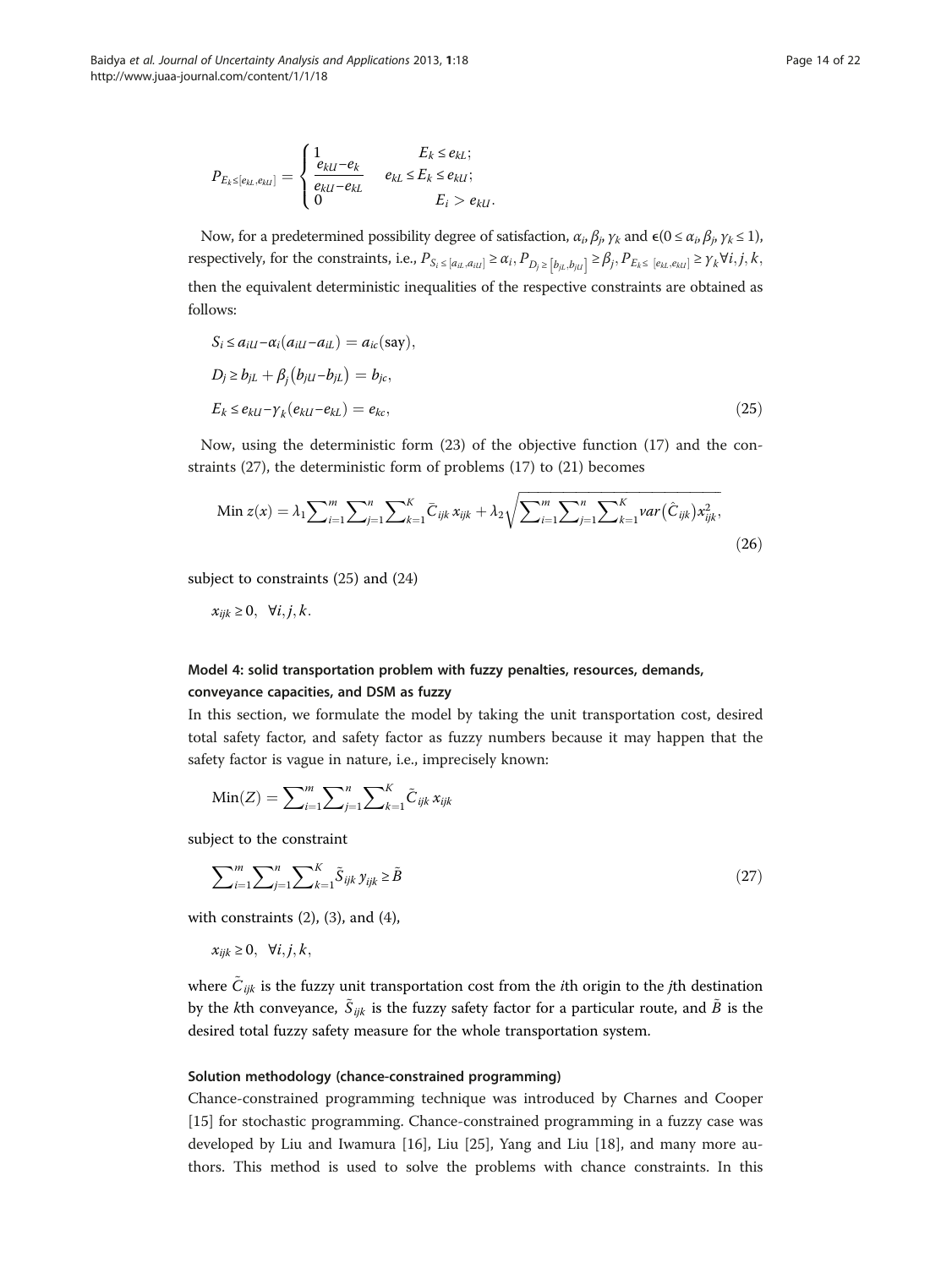$$P_{E_k \leq [e_{kL}, e_{kU}]} = \begin{cases} 1 & E_k \leq e_{kL}; \\ \dfrac{e_{kU} - e_k}{e_{kU} - e_{kL}} & e_{kL} \leq E_k \leq e_{kU}; \\ 0 & E_i > e_{kU}. \end{cases}$$

Now, for a predetermined possibility degree of satisfaction, $\alpha_i, \beta_j, \gamma_k$ and $\in (0 \leq \alpha_i, \beta_j, \gamma_k \leq 1)$, respectively, for the constraints, i.e., $P_{S_i \leq [a_{iL}, a_{iU}]} \geq \alpha_i, P_{D_j \geq [b_{jL}, b_{jU}]} \geq \beta_j, P_{E_k \leq [e_{kL}, e_{kU}]} \geq \gamma_k \forall i, j, k$, then the equivalent deterministic inequalities of the respective constraints are obtained as follows:

$$\begin{aligned} &S_i \leq a_{iU} - \alpha_i(a_{iU} - a_{iL}) = a_{ic}(\text{say}), \\ &D_j \geq b_{jL} + \beta_j(b_{jU} - b_{jL}) = b_{jc}, \\ &E_k \leq e_{kU} - \gamma_k(e_{kU} - e_{kL}) = e_{kc}, \end{aligned} \tag{25}$$

Now, using the deterministic form (23) of the objective function (17) and the constraints (27), the deterministic form of problems (17) to (21) becomes

$$\text{Min } z(x) = \lambda_1 \sum_{i=1}^{m} \sum_{j=1}^{n} \sum_{k=1}^{K} \bar{C}_{ijk} x_{ijk} + \lambda_2 \sqrt{\sum_{i=1}^{m} \sum_{j=1}^{n} \sum_{k=1}^{K} var(\hat{C}_{ijk}) x_{ijk}^2}, \tag{26}$$

subject to constraints (25) and (24)

$x_{ijk} \geq 0, \quad \forall i, j, k.$

### Model 4: solid transportation problem with fuzzy penalties, resources, demands, conveyance capacities, and DSM as fuzzy

In this section, we formulate the model by taking the unit transportation cost, desired total safety factor, and safety factor as fuzzy numbers because it may happen that the safety factor is vague in nature, i.e., imprecisely known:

$$\text{Min}(Z) = \sum_{i=1}^{m} \sum_{j=1}^{n} \sum_{k=1}^{K} \tilde{C}_{ijk} x_{ijk}$$

subject to the constraint

$$\sum_{i=1}^{m} \sum_{j=1}^{n} \sum_{k=1}^{K} \tilde{S}_{ijk} y_{ijk} \geq \tilde{B} \tag{27}$$

with constraints (2), (3), and (4),

$x_{ijk} \geq 0, \quad \forall i, j, k,$

where $\tilde{C}_{ijk}$ is the fuzzy unit transportation cost from the $i$th origin to the $j$th destination by the $k$th conveyance, $\tilde{S}_{ijk}$ is the fuzzy safety factor for a particular route, and $\tilde{B}$ is the desired total fuzzy safety measure for the whole transportation system.

#### Solution methodology (chance-constrained programming)

Chance-constrained programming technique was introduced by Charnes and Cooper [15] for stochastic programming. Chance-constrained programming in a fuzzy case was developed by Liu and Iwamura [16], Liu [25], Yang and Liu [18], and many more authors. This method is used to solve the problems with chance constraints. In this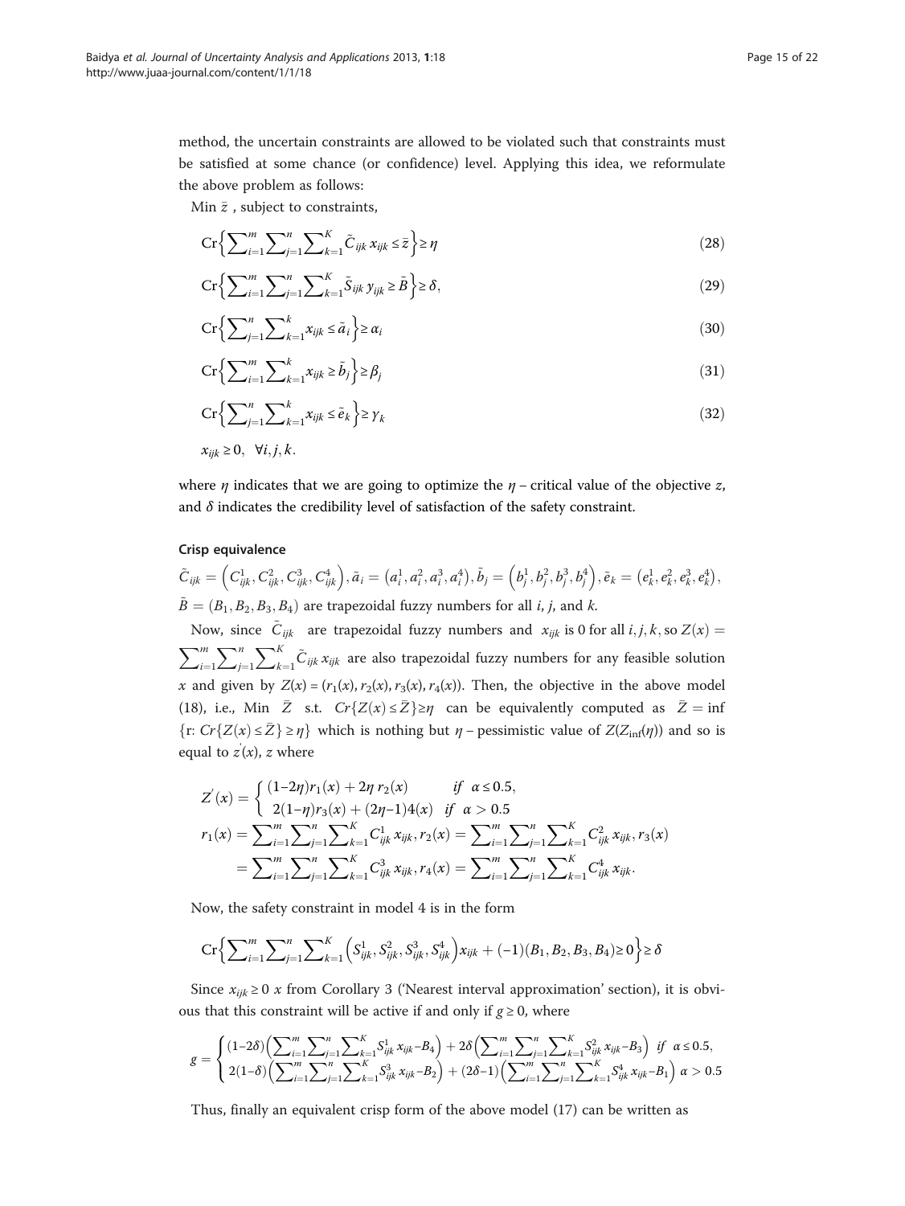method, the uncertain constraints are allowed to be violated such that constraints must be satisfied at some chance (or confidence) level. Applying this idea, we reformulate the above problem as follows:

Min $\bar{z}$ , subject to constraints,

$$\mathrm{Cr}\left\{\sum_{i=1}^{m}\sum_{j=1}^{n}\sum_{k=1}^{K}\tilde{C}_{ijk}\,x_{ijk}\le\bar{z}\right\}\ge\eta \tag{28}$$

$$\mathrm{Cr}\left\{\sum_{i=1}^{m}\sum_{j=1}^{n}\sum_{k=1}^{K}\tilde{S}_{ijk}\,y_{ijk}\ge\tilde{B}\right\}\ge\delta, \tag{29}$$

$$\mathrm{Cr}\left\{\sum_{j=1}^{n}\sum_{k=1}^{k}x_{ijk}\le\tilde{a}_i\right\}\ge\alpha_i \tag{30}$$

$$\mathrm{Cr}\left\{\sum_{i=1}^{m}\sum_{k=1}^{k}x_{ijk}\ge\tilde{b}_j\right\}\ge\beta_j \tag{31}$$

$$\mathrm{Cr}\left\{\sum_{j=1}^{n}\sum_{k=1}^{k}x_{ijk}\le\tilde{e}_k\right\}\ge\gamma_k \tag{32}$$

$x_{ijk}\ge 0,\ \ \forall i,j,k.$

where $\eta$ indicates that we are going to optimize the $\eta$ – critical value of the objective $z$, and $\delta$ indicates the credibility level of satisfaction of the safety constraint.

#### Crisp equivalence

$\tilde{C}_{ijk}=\left(C_{ijk}^1,C_{ijk}^2,C_{ijk}^3,C_{ijk}^4\right),\tilde{a}_i=\left(a_i^1,a_i^2,a_i^3,a_i^4\right),\tilde{b}_j=\left(b_j^1,b_j^2,b_j^3,b_j^4\right),\tilde{e}_k=\left(e_k^1,e_k^2,e_k^3,e_k^4\right),$ $\tilde{B}=(B_1,B_2,B_3,B_4)$ are trapezoidal fuzzy numbers for all $i$, $j$, and $k$.

Now, since $\tilde{C}_{ijk}$ are trapezoidal fuzzy numbers and $x_{ijk}$ is 0 for all $i,j,k$, so $Z(x)=\sum_{i=1}^{m}\sum_{j=1}^{n}\sum_{k=1}^{K}\tilde{C}_{ijk}\,x_{ijk}$ are also trapezoidal fuzzy numbers for any feasible solution $x$ and given by $Z(x)=(r_1(x),r_2(x),r_3(x),r_4(x))$. Then, the objective in the above model (18), i.e., Min $\bar{Z}$ s.t. $Cr\{Z(x)\le\bar{Z}\}\ge\eta$ can be equivalently computed as $\bar{Z}=\inf$ {r: $Cr\{Z(x)\le\bar{Z}\}\ge\eta$} which is nothing but $\eta$ – pessimistic value of $Z(Z_{\inf}(\eta))$ and so is equal to $z'(x)$, $z$ where

$$Z'(x)=\begin{cases}(1{-}2\eta)r_1(x)+2\eta\,r_2(x) & if\ \ \alpha\le 0.5,\\ 2(1{-}\eta)r_3(x)+(2\eta{-}1)4(x) & if\ \ \alpha>0.5\end{cases}$$

$$r_1(x)=\sum_{i=1}^{m}\sum_{j=1}^{n}\sum_{k=1}^{K}C_{ijk}^1\,x_{ijk},r_2(x)=\sum_{i=1}^{m}\sum_{j=1}^{n}\sum_{k=1}^{K}C_{ijk}^2\,x_{ijk},r_3(x)=\sum_{i=1}^{m}\sum_{j=1}^{n}\sum_{k=1}^{K}C_{ijk}^3\,x_{ijk},r_4(x)=\sum_{i=1}^{m}\sum_{j=1}^{n}\sum_{k=1}^{K}C_{ijk}^4\,x_{ijk}.$$

Now, the safety constraint in model 4 is in the form

$$\mathrm{Cr}\left\{\sum_{i=1}^{m}\sum_{j=1}^{n}\sum_{k=1}^{K}\left(S_{ijk}^1,S_{ijk}^2,S_{ijk}^3,S_{ijk}^4\right)x_{ijk}+(-1)(B_1,B_2,B_3,B_4)\ge 0\right\}\ge\delta$$

Since $x_{ijk}\ge 0$ $x$ from Corollary 3 ('Nearest interval approximation' section), it is obvious that this constraint will be active if and only if $g\ge 0$, where

$$g=\begin{cases}(1{-}2\delta)\left(\sum_{i=1}^{m}\sum_{j=1}^{n}\sum_{k=1}^{K}S_{ijk}^1\,x_{ijk}{-}B_4\right)+2\delta\left(\sum_{i=1}^{m}\sum_{j=1}^{n}\sum_{k=1}^{K}S_{ijk}^2\,x_{ijk}{-}B_3\right) & if\ \ \alpha\le 0.5,\\ 2(1{-}\delta)\left(\sum_{i=1}^{m}\sum_{j=1}^{n}\sum_{k=1}^{K}S_{ijk}^3\,x_{ijk}{-}B_2\right)+(2\delta{-}1)\left(\sum_{i=1}^{m}\sum_{j=1}^{n}\sum_{k=1}^{K}S_{ijk}^4\,x_{ijk}{-}B_1\right) & \alpha>0.5\end{cases}$$

Thus, finally an equivalent crisp form of the above model (17) can be written as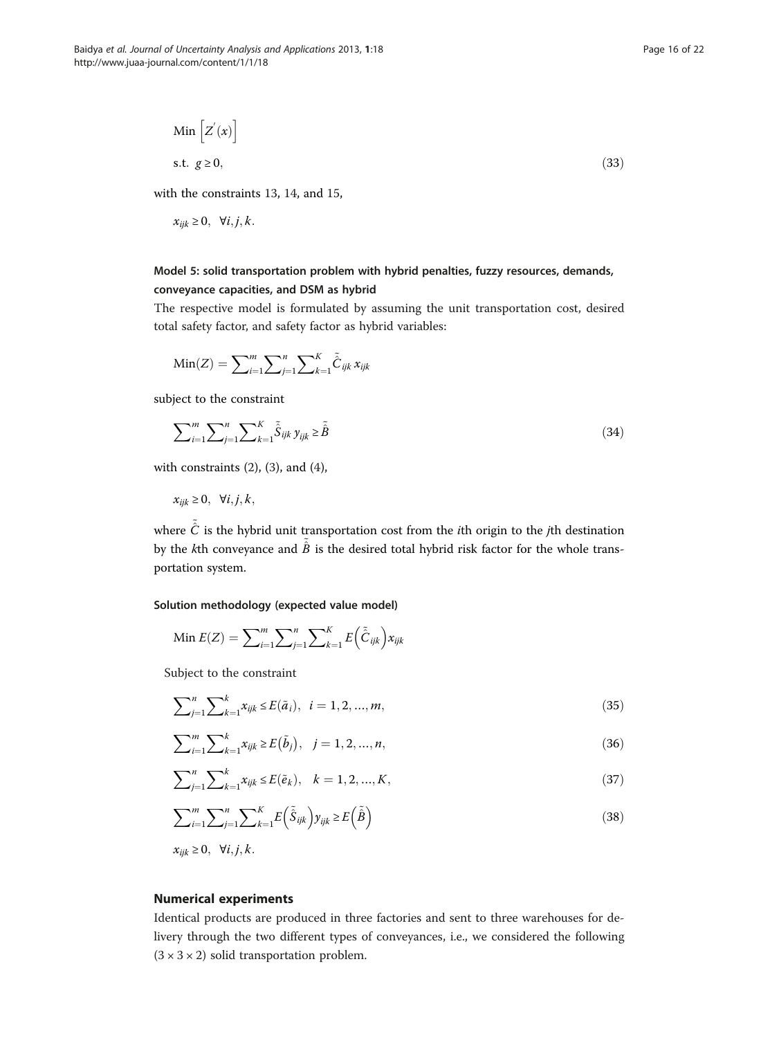$$\text{Min}\left[Z^{'}(x)\right]$$

$$\text{s.t. } g \geq 0, \tag{33}$$

with the constraints 13, 14, and 15,

$$x_{ijk} \geq 0, \quad \forall i, j, k.$$

### Model 5: solid transportation problem with hybrid penalties, fuzzy resources, demands, conveyance capacities, and DSM as hybrid

The respective model is formulated by assuming the unit transportation cost, desired total safety factor, and safety factor as hybrid variables:

$$\text{Min}(Z) = \sum_{i=1}^{m}\sum_{j=1}^{n}\sum_{k=1}^{K}\tilde{\hat{C}}_{ijk}\, x_{ijk}$$

subject to the constraint

$$\sum_{i=1}^{m}\sum_{j=1}^{n}\sum_{k=1}^{K}\tilde{\hat{S}}_{ijk}\, y_{ijk} \geq \tilde{\hat{B}} \tag{34}$$

with constraints (2), (3), and (4),

$$x_{ijk} \geq 0, \quad \forall i, j, k,$$

where $\tilde{\hat{C}}$ is the hybrid unit transportation cost from the *i*th origin to the *j*th destination by the *k*th conveyance and $\tilde{\hat{B}}$ is the desired total hybrid risk factor for the whole transportation system.

#### Solution methodology (expected value model)

$$\text{Min } E(Z) = \sum_{i=1}^{m}\sum_{j=1}^{n}\sum_{k=1}^{K}E\left(\tilde{\hat{C}}_{ijk}\right)x_{ijk}$$

Subject to the constraint

$$\sum_{j=1}^{n}\sum_{k=1}^{k}x_{ijk} \leq E(\tilde{a}_i), \quad i = 1, 2, \ldots, m, \tag{35}$$

$$\sum_{i=1}^{m}\sum_{k=1}^{k}x_{ijk} \geq E\left(\tilde{b}_j\right), \quad j = 1, 2, \ldots, n, \tag{36}$$

$$\sum_{j=1}^{n}\sum_{k=1}^{k}x_{ijk} \leq E(\tilde{e}_k), \quad k = 1, 2, \ldots, K, \tag{37}$$

$$\sum_{i=1}^{m}\sum_{j=1}^{n}\sum_{k=1}^{K}E\left(\tilde{\hat{S}}_{ijk}\right)y_{ijk} \geq E\left(\tilde{\hat{B}}\right) \tag{38}$$

$$x_{ijk} \geq 0, \quad \forall i, j, k.$$

## Numerical experiments

Identical products are produced in three factories and sent to three warehouses for delivery through the two different types of conveyances, i.e., we considered the following $(3 \times 3 \times 2)$ solid transportation problem.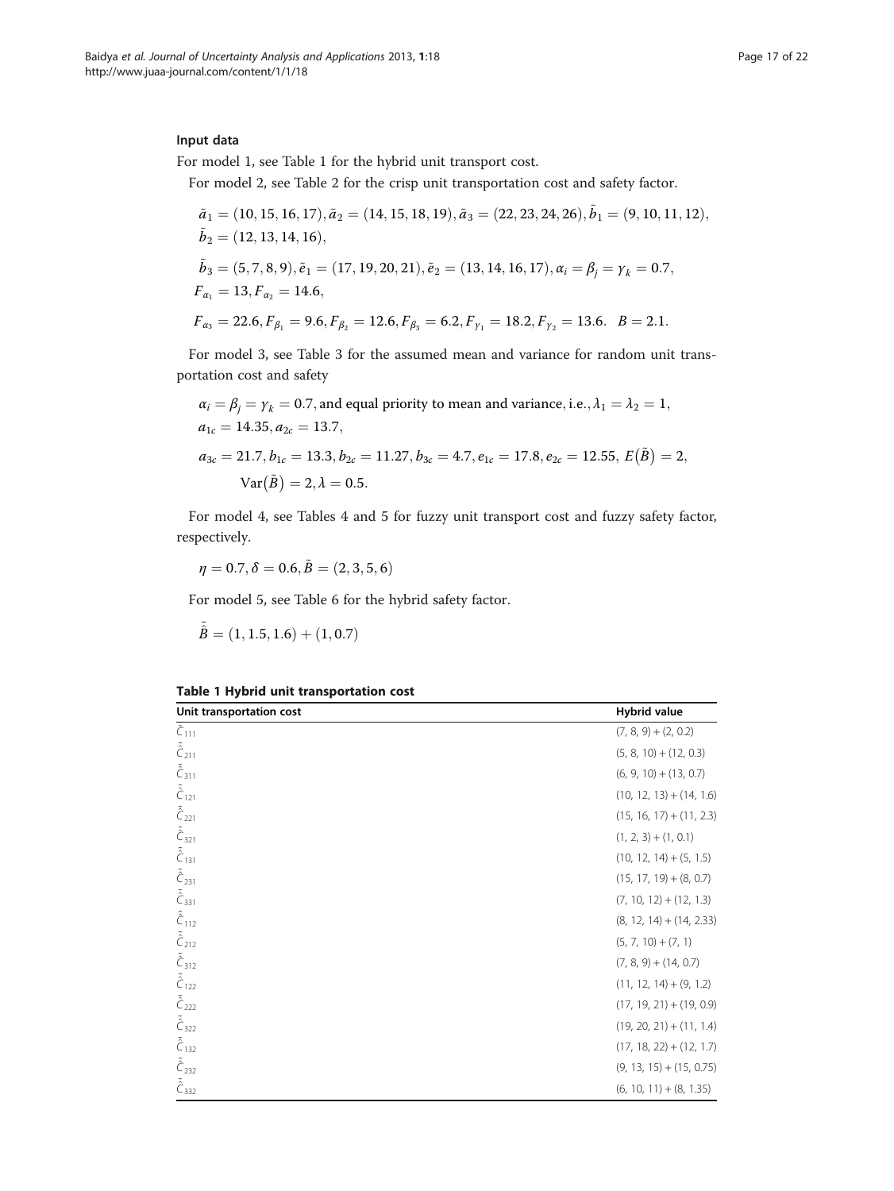### Input data

For model 1, see Table 1 for the hybrid unit transport cost.

For model 2, see Table 2 for the crisp unit transportation cost and safety factor.

$$\tilde{a}_1 = (10, 15, 16, 17), \tilde{a}_2 = (14, 15, 18, 19), \tilde{a}_3 = (22, 23, 24, 26), \tilde{b}_1 = (9, 10, 11, 12),$$
$$\tilde{b}_2 = (12, 13, 14, 16),$$

$$\tilde{b}_3 = (5, 7, 8, 9), \tilde{e}_1 = (17, 19, 20, 21), \tilde{e}_2 = (13, 14, 16, 17), \alpha_i = \beta_j = \gamma_k = 0.7,$$
$$F_{\alpha_1} = 13, F_{\alpha_2} = 14.6,$$

$$F_{\alpha_3} = 22.6, F_{\beta_1} = 9.6, F_{\beta_2} = 12.6, F_{\beta_3} = 6.2, F_{\gamma_1} = 18.2, F_{\gamma_2} = 13.6. \quad B = 2.1.$$

For model 3, see Table 3 for the assumed mean and variance for random unit transportation cost and safety

$$\alpha_i = \beta_j = \gamma_k = 0.7, \text{and equal priority to mean and variance, i.e.,} \lambda_1 = \lambda_2 = 1,$$
$$a_{1c} = 14.35, a_{2c} = 13.7,$$
$$a_{3c} = 21.7, b_{1c} = 13.3, b_{2c} = 11.27, b_{3c} = 4.7, e_{1c} = 17.8, e_{2c} = 12.55, \; E(\tilde{B}) = 2,$$
$$\text{Var}(\tilde{B}) = 2, \lambda = 0.5.$$

For model 4, see Tables 4 and 5 for fuzzy unit transport cost and fuzzy safety factor, respectively.

$$\eta = 0.7, \delta = 0.6, \tilde{B} = (2, 3, 5, 6)$$

For model 5, see Table 6 for the hybrid safety factor.

$$\tilde{\tilde{B}} = (1, 1.5, 1.6) + (1, 0.7)$$

**Table 1 Hybrid unit transportation cost**

| Unit transportation cost | Hybrid value |
|---|---|
| $\tilde{\tilde{C}}_{111}$ | (7, 8, 9) + (2, 0.2) |
| $\tilde{\tilde{C}}_{211}$ | (5, 8, 10) + (12, 0.3) |
| $\tilde{\tilde{C}}_{311}$ | (6, 9, 10) + (13, 0.7) |
| $\tilde{\tilde{C}}_{121}$ | (10, 12, 13) + (14, 1.6) |
| $\tilde{\tilde{C}}_{221}$ | (15, 16, 17) + (11, 2.3) |
| $\tilde{\tilde{C}}_{321}$ | (1, 2, 3) + (1, 0.1) |
| $\tilde{\tilde{C}}_{131}$ | (10, 12, 14) + (5, 1.5) |
| $\tilde{\tilde{C}}_{231}$ | (15, 17, 19) + (8, 0.7) |
| $\tilde{\tilde{C}}_{331}$ | (7, 10, 12) + (12, 1.3) |
| $\tilde{\tilde{C}}_{112}$ | (8, 12, 14) + (14, 2.33) |
| $\tilde{\tilde{C}}_{212}$ | (5, 7, 10) + (7, 1) |
| $\tilde{\tilde{C}}_{312}$ | (7, 8, 9) + (14, 0.7) |
| $\tilde{\tilde{C}}_{122}$ | (11, 12, 14) + (9, 1.2) |
| $\tilde{\tilde{C}}_{222}$ | (17, 19, 21) + (19, 0.9) |
| $\tilde{\tilde{C}}_{322}$ | (19, 20, 21) + (11, 1.4) |
| $\tilde{\tilde{C}}_{132}$ | (17, 18, 22) + (12, 1.7) |
| $\tilde{\tilde{C}}_{232}$ | (9, 13, 15) + (15, 0.75) |
| $\tilde{\tilde{C}}_{332}$ | (6, 10, 11) + (8, 1.35) |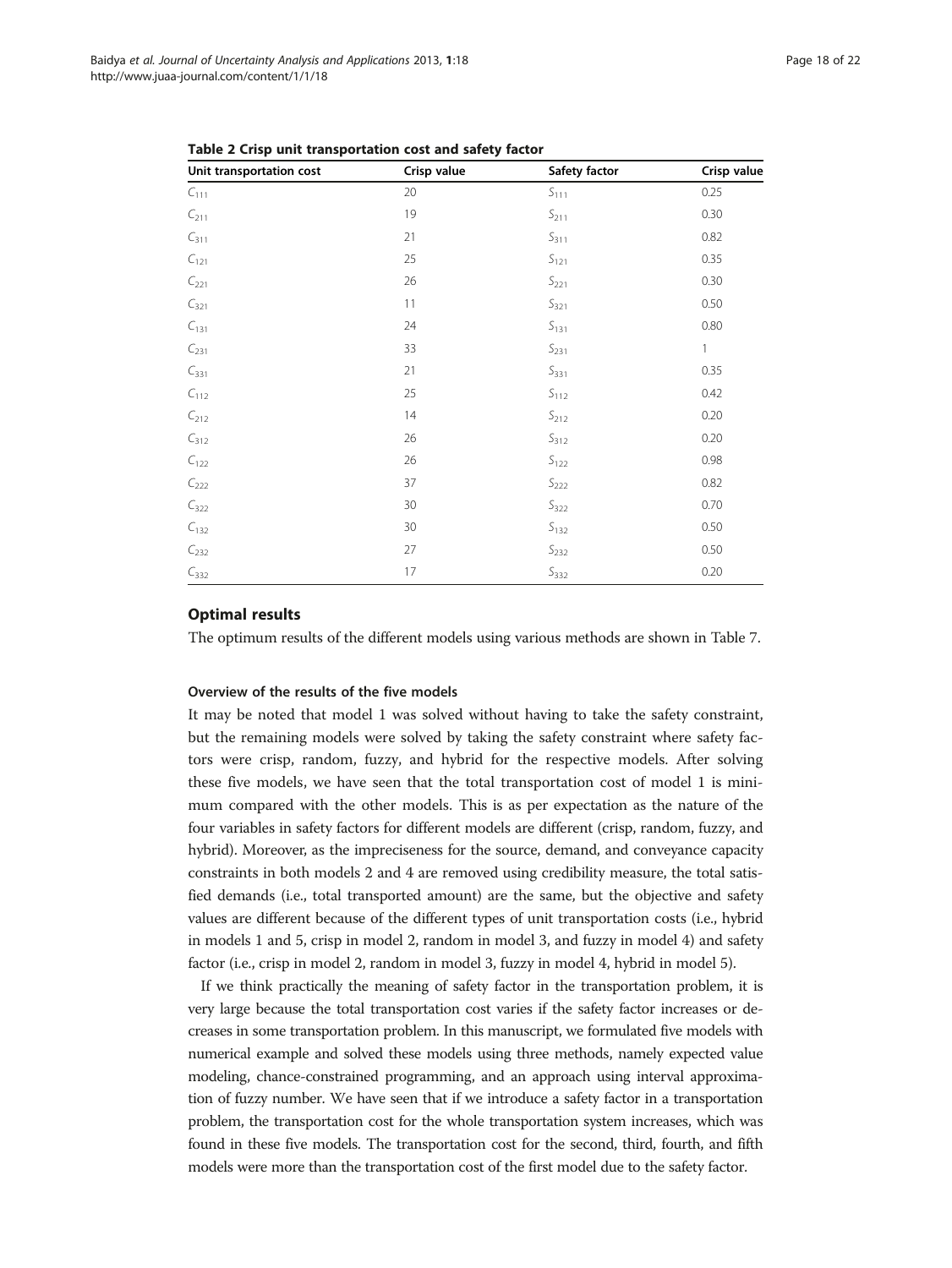**Table 2 Crisp unit transportation cost and safety factor**

| Unit transportation cost | Crisp value | Safety factor | Crisp value |
|---|---|---|---|
| $C_{111}$ | 20 | $S_{111}$ | 0.25 |
| $C_{211}$ | 19 | $S_{211}$ | 0.30 |
| $C_{311}$ | 21 | $S_{311}$ | 0.82 |
| $C_{121}$ | 25 | $S_{121}$ | 0.35 |
| $C_{221}$ | 26 | $S_{221}$ | 0.30 |
| $C_{321}$ | 11 | $S_{321}$ | 0.50 |
| $C_{131}$ | 24 | $S_{131}$ | 0.80 |
| $C_{231}$ | 33 | $S_{231}$ | 1 |
| $C_{331}$ | 21 | $S_{331}$ | 0.35 |
| $C_{112}$ | 25 | $S_{112}$ | 0.42 |
| $C_{212}$ | 14 | $S_{212}$ | 0.20 |
| $C_{312}$ | 26 | $S_{312}$ | 0.20 |
| $C_{122}$ | 26 | $S_{122}$ | 0.98 |
| $C_{222}$ | 37 | $S_{222}$ | 0.82 |
| $C_{322}$ | 30 | $S_{322}$ | 0.70 |
| $C_{132}$ | 30 | $S_{132}$ | 0.50 |
| $C_{232}$ | 27 | $S_{232}$ | 0.50 |
| $C_{332}$ | 17 | $S_{332}$ | 0.20 |

## Optimal results

The optimum results of the different models using various methods are shown in Table 7.

### Overview of the results of the five models

It may be noted that model 1 was solved without having to take the safety constraint, but the remaining models were solved by taking the safety constraint where safety factors were crisp, random, fuzzy, and hybrid for the respective models. After solving these five models, we have seen that the total transportation cost of model 1 is minimum compared with the other models. This is as per expectation as the nature of the four variables in safety factors for different models are different (crisp, random, fuzzy, and hybrid). Moreover, as the impreciseness for the source, demand, and conveyance capacity constraints in both models 2 and 4 are removed using credibility measure, the total satisfied demands (i.e., total transported amount) are the same, but the objective and safety values are different because of the different types of unit transportation costs (i.e., hybrid in models 1 and 5, crisp in model 2, random in model 3, and fuzzy in model 4) and safety factor (i.e., crisp in model 2, random in model 3, fuzzy in model 4, hybrid in model 5).

If we think practically the meaning of safety factor in the transportation problem, it is very large because the total transportation cost varies if the safety factor increases or decreases in some transportation problem. In this manuscript, we formulated five models with numerical example and solved these models using three methods, namely expected value modeling, chance-constrained programming, and an approach using interval approximation of fuzzy number. We have seen that if we introduce a safety factor in a transportation problem, the transportation cost for the whole transportation system increases, which was found in these five models. The transportation cost for the second, third, fourth, and fifth models were more than the transportation cost of the first model due to the safety factor.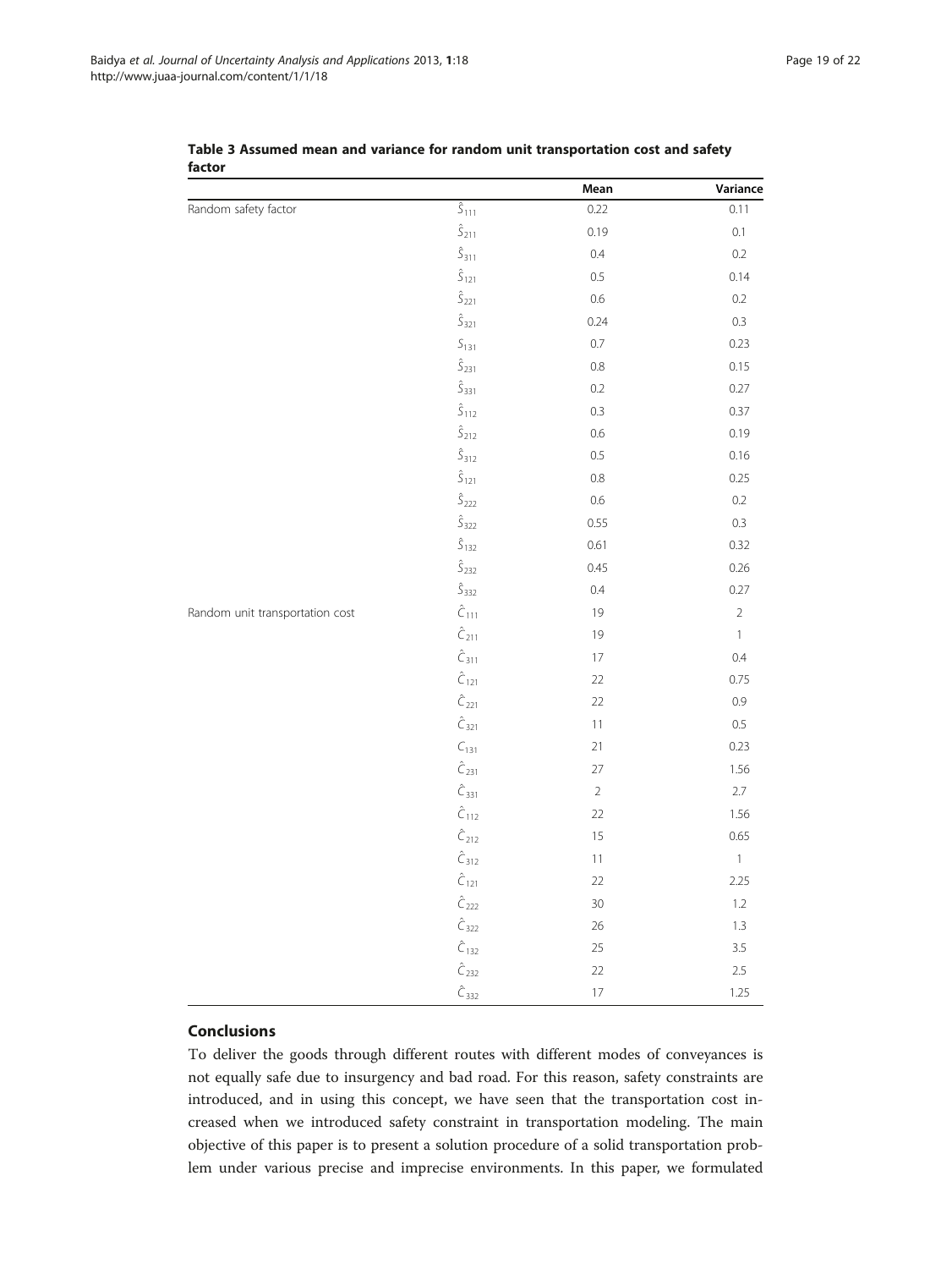**Table 3 Assumed mean and variance for random unit transportation cost and safety factor**

| | | Mean | Variance |
|---|---|---|---|
| Random safety factor | $\hat{S}_{111}$ | 0.22 | 0.11 |
| | $\hat{S}_{211}$ | 0.19 | 0.1 |
| | $\hat{S}_{311}$ | 0.4 | 0.2 |
| | $\hat{S}_{121}$ | 0.5 | 0.14 |
| | $\hat{S}_{221}$ | 0.6 | 0.2 |
| | $\hat{S}_{321}$ | 0.24 | 0.3 |
| | $S_{131}$ | 0.7 | 0.23 |
| | $\hat{S}_{231}$ | 0.8 | 0.15 |
| | $\hat{S}_{331}$ | 0.2 | 0.27 |
| | $\hat{S}_{112}$ | 0.3 | 0.37 |
| | $\hat{S}_{212}$ | 0.6 | 0.19 |
| | $\hat{S}_{312}$ | 0.5 | 0.16 |
| | $\hat{S}_{121}$ | 0.8 | 0.25 |
| | $\hat{S}_{222}$ | 0.6 | 0.2 |
| | $\hat{S}_{322}$ | 0.55 | 0.3 |
| | $\hat{S}_{132}$ | 0.61 | 0.32 |
| | $\hat{S}_{232}$ | 0.45 | 0.26 |
| | $\hat{S}_{332}$ | 0.4 | 0.27 |
| Random unit transportation cost | $\hat{C}_{111}$ | 19 | 2 |
| | $\hat{C}_{211}$ | 19 | 1 |
| | $\hat{C}_{311}$ | 17 | 0.4 |
| | $\hat{C}_{121}$ | 22 | 0.75 |
| | $\hat{C}_{221}$ | 22 | 0.9 |
| | $\hat{C}_{321}$ | 11 | 0.5 |
| | $C_{131}$ | 21 | 0.23 |
| | $\hat{C}_{231}$ | 27 | 1.56 |
| | $\hat{C}_{331}$ | 2 | 2.7 |
| | $\hat{C}_{112}$ | 22 | 1.56 |
| | $\hat{C}_{212}$ | 15 | 0.65 |
| | $\hat{C}_{312}$ | 11 | 1 |
| | $\hat{C}_{121}$ | 22 | 2.25 |
| | $\hat{C}_{222}$ | 30 | 1.2 |
| | $\hat{C}_{322}$ | 26 | 1.3 |
| | $\hat{C}_{132}$ | 25 | 3.5 |
| | $\hat{C}_{232}$ | 22 | 2.5 |
| | $\hat{C}_{332}$ | 17 | 1.25 |

## Conclusions

To deliver the goods through different routes with different modes of conveyances is not equally safe due to insurgency and bad road. For this reason, safety constraints are introduced, and in using this concept, we have seen that the transportation cost increased when we introduced safety constraint in transportation modeling. The main objective of this paper is to present a solution procedure of a solid transportation problem under various precise and imprecise environments. In this paper, we formulated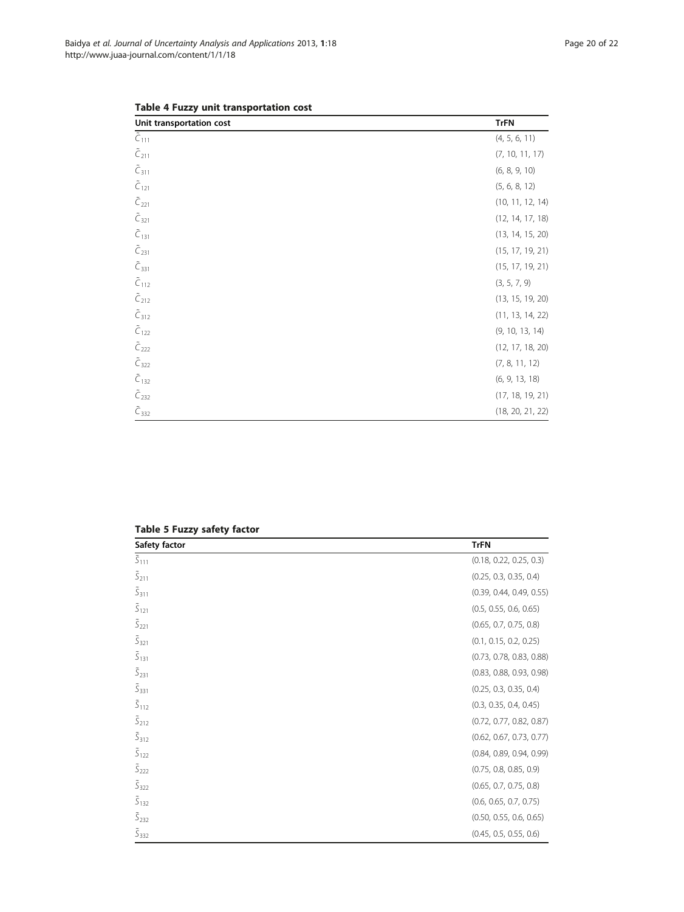**Table 4 Fuzzy unit transportation cost**

| Unit transportation cost | TrFN |
|---|---|
| $\tilde{C}_{111}$ | (4, 5, 6, 11) |
| $\tilde{C}_{211}$ | (7, 10, 11, 17) |
| $\tilde{C}_{311}$ | (6, 8, 9, 10) |
| $\tilde{C}_{121}$ | (5, 6, 8, 12) |
| $\tilde{C}_{221}$ | (10, 11, 12, 14) |
| $\tilde{C}_{321}$ | (12, 14, 17, 18) |
| $\tilde{C}_{131}$ | (13, 14, 15, 20) |
| $\tilde{C}_{231}$ | (15, 17, 19, 21) |
| $\tilde{C}_{331}$ | (15, 17, 19, 21) |
| $\tilde{C}_{112}$ | (3, 5, 7, 9) |
| $\tilde{C}_{212}$ | (13, 15, 19, 20) |
| $\tilde{C}_{312}$ | (11, 13, 14, 22) |
| $\tilde{C}_{122}$ | (9, 10, 13, 14) |
| $\tilde{C}_{222}$ | (12, 17, 18, 20) |
| $\tilde{C}_{322}$ | (7, 8, 11, 12) |
| $\tilde{C}_{132}$ | (6, 9, 13, 18) |
| $\tilde{C}_{232}$ | (17, 18, 19, 21) |
| $\tilde{C}_{332}$ | (18, 20, 21, 22) |

**Table 5 Fuzzy safety factor**

| Safety factor | TrFN |
|---|---|
| $\tilde{S}_{111}$ | (0.18, 0.22, 0.25, 0.3) |
| $\tilde{S}_{211}$ | (0.25, 0.3, 0.35, 0.4) |
| $\tilde{S}_{311}$ | (0.39, 0.44, 0.49, 0.55) |
| $\tilde{S}_{121}$ | (0.5, 0.55, 0.6, 0.65) |
| $\tilde{S}_{221}$ | (0.65, 0.7, 0.75, 0.8) |
| $\tilde{S}_{321}$ | (0.1, 0.15, 0.2, 0.25) |
| $\tilde{S}_{131}$ | (0.73, 0.78, 0.83, 0.88) |
| $\tilde{S}_{231}$ | (0.83, 0.88, 0.93, 0.98) |
| $\tilde{S}_{331}$ | (0.25, 0.3, 0.35, 0.4) |
| $\tilde{S}_{112}$ | (0.3, 0.35, 0.4, 0.45) |
| $\tilde{S}_{212}$ | (0.72, 0.77, 0.82, 0.87) |
| $\tilde{S}_{312}$ | (0.62, 0.67, 0.73, 0.77) |
| $\tilde{S}_{122}$ | (0.84, 0.89, 0.94, 0.99) |
| $\tilde{S}_{222}$ | (0.75, 0.8, 0.85, 0.9) |
| $\tilde{S}_{322}$ | (0.65, 0.7, 0.75, 0.8) |
| $\tilde{S}_{132}$ | (0.6, 0.65, 0.7, 0.75) |
| $\tilde{S}_{232}$ | (0.50, 0.55, 0.6, 0.65) |
| $\tilde{S}_{332}$ | (0.45, 0.5, 0.55, 0.6) |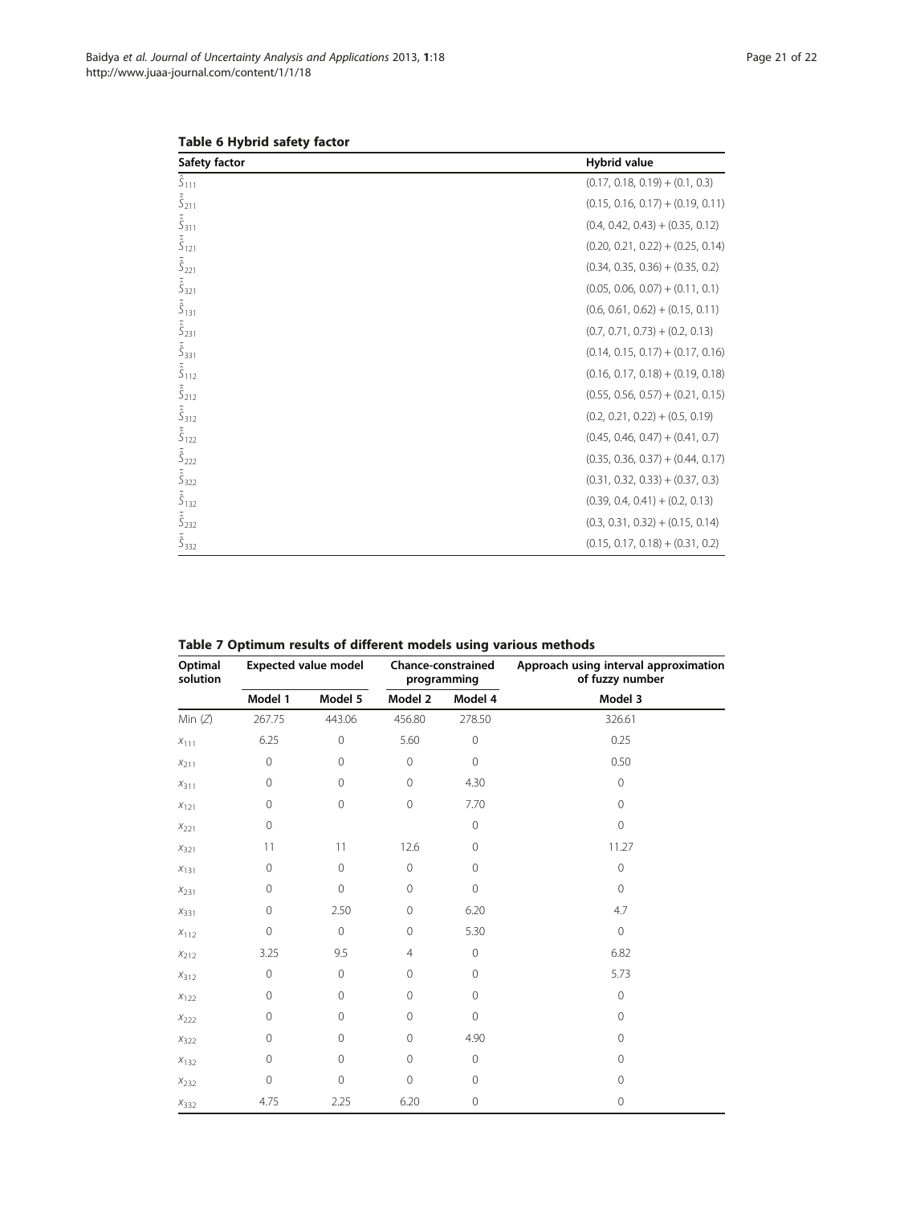**Table 6 Hybrid safety factor**

| Safety factor | Hybrid value |
|---|---|
| $\hat{\tilde{S}}_{111}$ | (0.17, 0.18, 0.19) + (0.1, 0.3) |
| $\hat{\tilde{S}}_{211}$ | (0.15, 0.16, 0.17) + (0.19, 0.11) |
| $\hat{\tilde{S}}_{311}$ | (0.4, 0.42, 0.43) + (0.35, 0.12) |
| $\hat{\tilde{S}}_{121}$ | (0.20, 0.21, 0.22) + (0.25, 0.14) |
| $\hat{\tilde{S}}_{221}$ | (0.34, 0.35, 0.36) + (0.35, 0.2) |
| $\hat{\tilde{S}}_{321}$ | (0.05, 0.06, 0.07) + (0.11, 0.1) |
| $\hat{\tilde{S}}_{131}$ | (0.6, 0.61, 0.62) + (0.15, 0.11) |
| $\hat{\tilde{S}}_{231}$ | (0.7, 0.71, 0.73) + (0.2, 0.13) |
| $\hat{\tilde{S}}_{331}$ | (0.14, 0.15, 0.17) + (0.17, 0.16) |
| $\hat{\tilde{S}}_{112}$ | (0.16, 0.17, 0.18) + (0.19, 0.18) |
| $\hat{\tilde{S}}_{212}$ | (0.55, 0.56, 0.57) + (0.21, 0.15) |
| $\hat{\tilde{S}}_{312}$ | (0.2, 0.21, 0.22) + (0.5, 0.19) |
| $\hat{\tilde{S}}_{122}$ | (0.45, 0.46, 0.47) + (0.41, 0.7) |
| $\hat{\tilde{S}}_{222}$ | (0.35, 0.36, 0.37) + (0.44, 0.17) |
| $\hat{\tilde{S}}_{322}$ | (0.31, 0.32, 0.33) + (0.37, 0.3) |
| $\hat{\tilde{S}}_{132}$ | (0.39, 0.4, 0.41) + (0.2, 0.13) |
| $\hat{\tilde{S}}_{232}$ | (0.3, 0.31, 0.32) + (0.15, 0.14) |
| $\hat{\tilde{S}}_{332}$ | (0.15, 0.17, 0.18) + (0.31, 0.2) |

**Table 7 Optimum results of different models using various methods**

| Optimal solution | Expected value model | | Chance-constrained programming | | Approach using interval approximation of fuzzy number |
|---|---|---|---|---|---|
| | Model 1 | Model 5 | Model 2 | Model 4 | Model 3 |
| Min ($Z$) | 267.75 | 443.06 | 456.80 | 278.50 | 326.61 |
| $x_{111}$ | 6.25 | 0 | 5.60 | 0 | 0.25 |
| $x_{211}$ | 0 | 0 | 0 | 0 | 0.50 |
| $x_{311}$ | 0 | 0 | 0 | 4.30 | 0 |
| $x_{121}$ | 0 | 0 | 0 | 7.70 | 0 |
| $x_{221}$ | 0 | | | 0 | 0 |
| $x_{321}$ | 11 | 11 | 12.6 | 0 | 11.27 |
| $x_{131}$ | 0 | 0 | 0 | 0 | 0 |
| $x_{231}$ | 0 | 0 | 0 | 0 | 0 |
| $x_{331}$ | 0 | 2.50 | 0 | 6.20 | 4.7 |
| $x_{112}$ | 0 | 0 | 0 | 5.30 | 0 |
| $x_{212}$ | 3.25 | 9.5 | 4 | 0 | 6.82 |
| $x_{312}$ | 0 | 0 | 0 | 0 | 5.73 |
| $x_{122}$ | 0 | 0 | 0 | 0 | 0 |
| $x_{222}$ | 0 | 0 | 0 | 0 | 0 |
| $x_{322}$ | 0 | 0 | 0 | 4.90 | 0 |
| $x_{132}$ | 0 | 0 | 0 | 0 | 0 |
| $x_{232}$ | 0 | 0 | 0 | 0 | 0 |
| $x_{332}$ | 4.75 | 2.25 | 6.20 | 0 | 0 |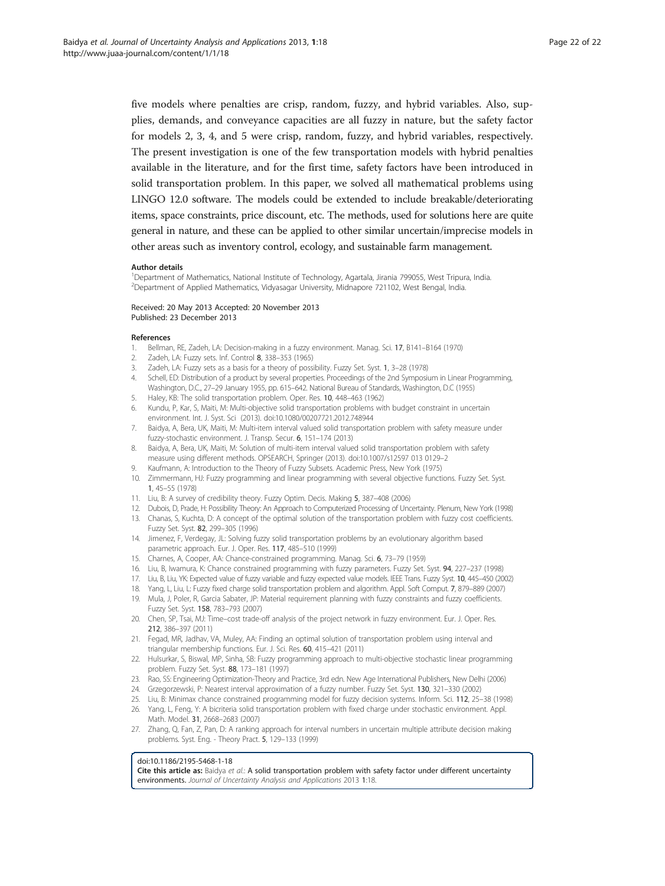five models where penalties are crisp, random, fuzzy, and hybrid variables. Also, supplies, demands, and conveyance capacities are all fuzzy in nature, but the safety factor for models 2, 3, 4, and 5 were crisp, random, fuzzy, and hybrid variables, respectively. The present investigation is one of the few transportation models with hybrid penalties available in the literature, and for the first time, safety factors have been introduced in solid transportation problem. In this paper, we solved all mathematical problems using LINGO 12.0 software. The models could be extended to include breakable/deteriorating items, space constraints, price discount, etc. The methods, used for solutions here are quite general in nature, and these can be applied to other similar uncertain/imprecise models in other areas such as inventory control, ecology, and sustainable farm management.

#### Author details

[1]Department of Mathematics, National Institute of Technology, Agartala, Jirania 799055, West Tripura, India. [2]Department of Applied Mathematics, Vidyasagar University, Midnapore 721102, West Bengal, India.

Received: 20 May 2013 Accepted: 20 November 2013
Published: 23 December 2013

#### References

1. Bellman, RE, Zadeh, LA: Decision-making in a fuzzy environment. Manag. Sci. **17**, B141–B164 (1970)
2. Zadeh, LA: Fuzzy sets. Inf. Control **8**, 338–353 (1965)
3. Zadeh, LA: Fuzzy sets as a basis for a theory of possibility. Fuzzy Set. Syst. **1**, 3–28 (1978)
4. Schell, ED: Distribution of a product by several properties. Proceedings of the 2nd Symposium in Linear Programming, Washington, D.C., 27–29 January 1955, pp. 615–642. National Bureau of Standards, Washington, D.C (1955)
5. Haley, KB: The solid transportation problem. Oper. Res. **10**, 448–463 (1962)
6. Kundu, P, Kar, S, Maiti, M: Multi-objective solid transportation problems with budget constraint in uncertain environment. Int. J. Syst. Sci (2013). doi:10.1080/00207721.2012.748944
7. Baidya, A, Bera, UK, Maiti, M: Multi-item interval valued solid transportation problem with safety measure under fuzzy-stochastic environment. J. Transp. Secur. **6**, 151–174 (2013)
8. Baidya, A, Bera, UK, Maiti, M: Solution of multi-item interval valued solid transportation problem with safety measure using different methods. OPSEARCH, Springer (2013). doi:10.1007/s12597 013 0129–2
9. Kaufmann, A: Introduction to the Theory of Fuzzy Subsets. Academic Press, New York (1975)
10. Zimmermann, HJ: Fuzzy programming and linear programming with several objective functions. Fuzzy Set. Syst. **1**, 45–55 (1978)
11. Liu, B: A survey of credibility theory. Fuzzy Optim. Decis. Making **5**, 387–408 (2006)
12. Dubois, D, Prade, H: Possibility Theory: An Approach to Computerized Processing of Uncertainty. Plenum, New York (1998)
13. Chanas, S, Kuchta, D: A concept of the optimal solution of the transportation problem with fuzzy cost coefficients. Fuzzy Set. Syst. **82**, 299–305 (1996)
14. Jimenez, F, Verdegay, JL: Solving fuzzy solid transportation problems by an evolutionary algorithm based parametric approach. Eur. J. Oper. Res. **117**, 485–510 (1999)
15. Charnes, A, Cooper, AA: Chance-constrained programming. Manag. Sci. **6**, 73–79 (1959)
16. Liu, B, Iwamura, K: Chance constrained programming with fuzzy parameters. Fuzzy Set. Syst. **94**, 227–237 (1998)
17. Liu, B, Liu, YK: Expected value of fuzzy variable and fuzzy expected value models. IEEE Trans. Fuzzy Syst. **10**, 445–450 (2002)
18. Yang, L, Liu, L: Fuzzy fixed charge solid transportation problem and algorithm. Appl. Soft Comput. **7**, 879–889 (2007)
19. Mula, J, Poler, R, Garcia Sabater, JP: Material requirement planning with fuzzy constraints and fuzzy coefficients. Fuzzy Set. Syst. **158**, 783–793 (2007)
20. Chen, SP, Tsai, MJ: Time–cost trade-off analysis of the project network in fuzzy environment. Eur. J. Oper. Res. **212**, 386–397 (2011)
21. Fegad, MR, Jadhav, VA, Muley, AA: Finding an optimal solution of transportation problem using interval and triangular membership functions. Eur. J. Sci. Res. **60**, 415–421 (2011)
22. Hulsurkar, S, Biswal, MP, Sinha, SB: Fuzzy programming approach to multi-objective stochastic linear programming problem. Fuzzy Set. Syst. **88**, 173–181 (1997)
23. Rao, SS: Engineering Optimization-Theory and Practice, 3rd edn. New Age International Publishers, New Delhi (2006)
24. Grzegorzewski, P: Nearest interval approximation of a fuzzy number. Fuzzy Set. Syst. **130**, 321–330 (2002)
25. Liu, B: Minimax chance constrained programming model for fuzzy decision systems. Inform. Sci. **112**, 25–38 (1998)
26. Yang, L, Feng, Y: A bicriteria solid transportation problem with fixed charge under stochastic environment. Appl. Math. Model. **31**, 2668–2683 (2007)
27. Zhang, Q, Fan, Z, Pan, D: A ranking approach for interval numbers in uncertain multiple attribute decision making problems. Syst. Eng. - Theory Pract. **5**, 129–133 (1999)

doi:10.1186/2195-5468-1-18

**Cite this article as:** Baidya *et al.*: A solid transportation problem with safety factor under different uncertainty environments. *Journal of Uncertainty Analysis and Applications* 2013 **1**:18.